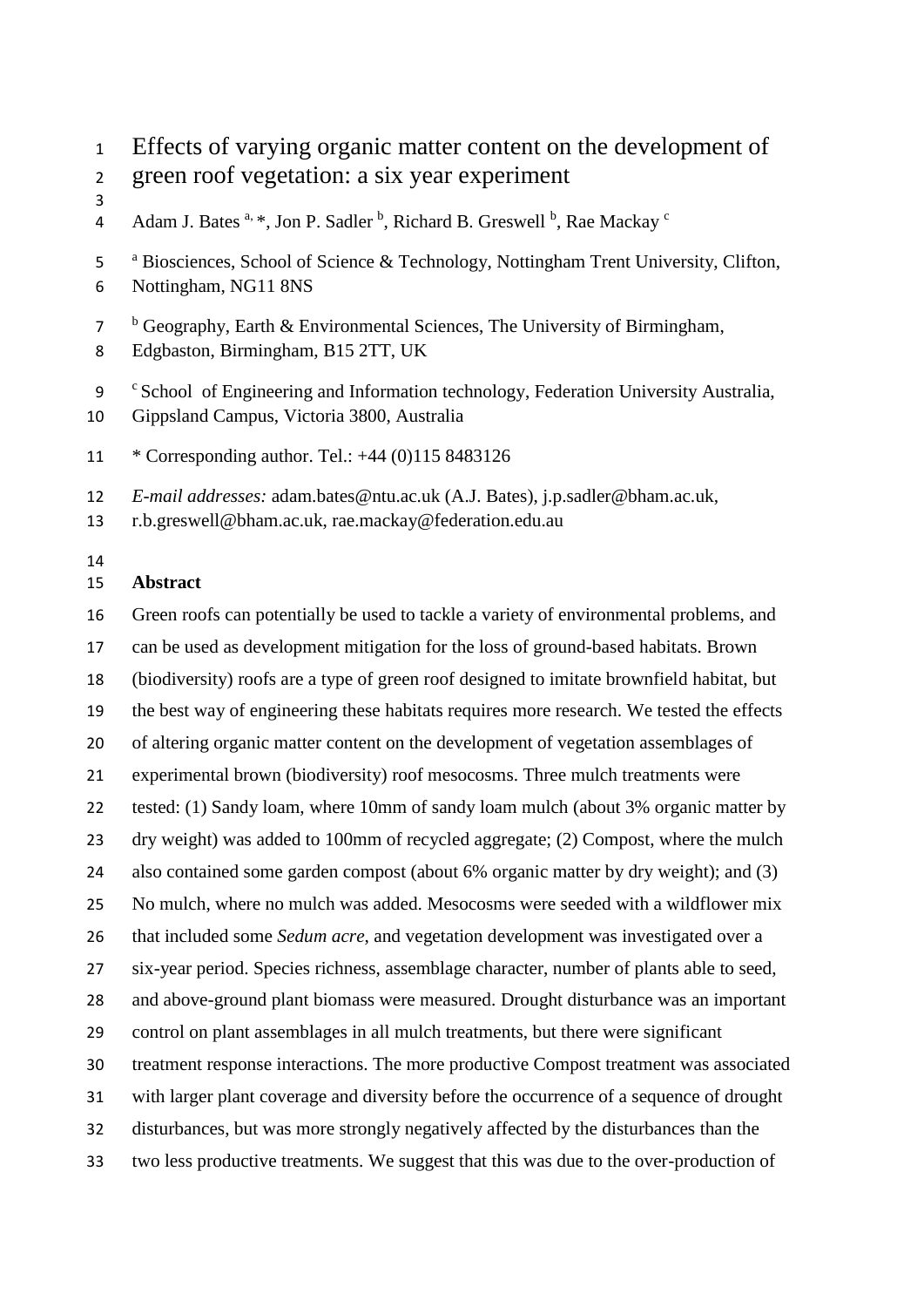# Effects of varying organic matter content on the development of green roof vegetation: a six year experiment

Adam J. Bates [a,*], Jon P. Sadler [b], Richard B. Greswell [b], Rae Mackay [c]

[a] Biosciences, School of Science & Technology, Nottingham Trent University, Clifton, Nottingham, NG11 8NS

[b] Geography, Earth & Environmental Sciences, The University of Birmingham, Edgbaston, Birmingham, B15 2TT, UK

[c] School of Engineering and Information technology, Federation University Australia, Gippsland Campus, Victoria 3800, Australia

* Corresponding author. Tel.: +44 (0)115 8483126

*E-mail addresses:* adam.bates@ntu.ac.uk (A.J. Bates), j.p.sadler@bham.ac.uk, r.b.greswell@bham.ac.uk, rae.mackay@federation.edu.au

**Abstract**

Green roofs can potentially be used to tackle a variety of environmental problems, and can be used as development mitigation for the loss of ground-based habitats. Brown (biodiversity) roofs are a type of green roof designed to imitate brownfield habitat, but the best way of engineering these habitats requires more research. We tested the effects of altering organic matter content on the development of vegetation assemblages of experimental brown (biodiversity) roof mesocosms. Three mulch treatments were tested: (1) Sandy loam, where 10mm of sandy loam mulch (about 3% organic matter by dry weight) was added to 100mm of recycled aggregate; (2) Compost, where the mulch also contained some garden compost (about 6% organic matter by dry weight); and (3) No mulch, where no mulch was added. Mesocosms were seeded with a wildflower mix that included some *Sedum acre*, and vegetation development was investigated over a six-year period. Species richness, assemblage character, number of plants able to seed, and above-ground plant biomass were measured. Drought disturbance was an important control on plant assemblages in all mulch treatments, but there were significant treatment response interactions. The more productive Compost treatment was associated with larger plant coverage and diversity before the occurrence of a sequence of drought disturbances, but was more strongly negatively affected by the disturbances than the two less productive treatments. We suggest that this was due to the over-production of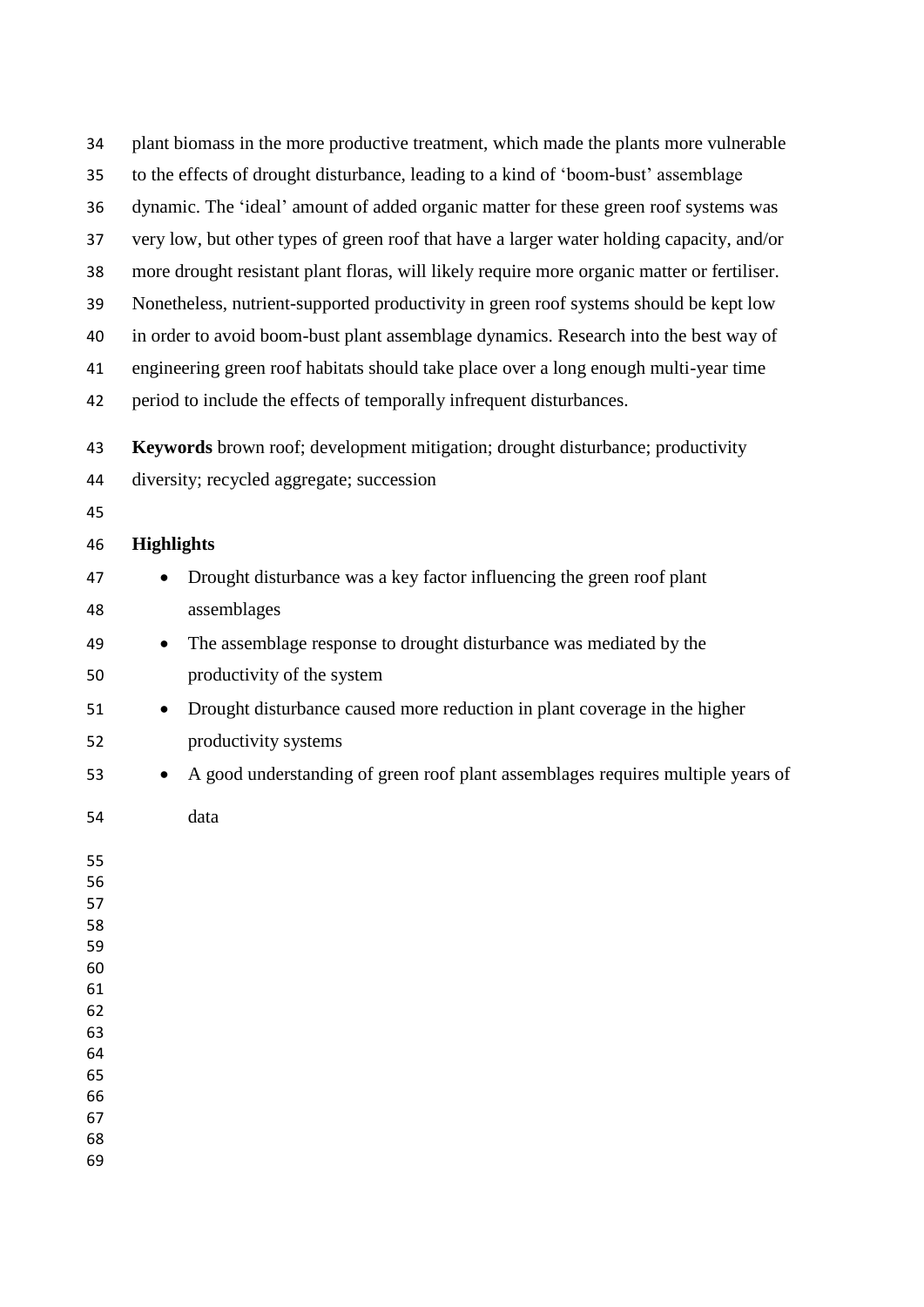plant biomass in the more productive treatment, which made the plants more vulnerable to the effects of drought disturbance, leading to a kind of 'boom-bust' assemblage dynamic. The 'ideal' amount of added organic matter for these green roof systems was very low, but other types of green roof that have a larger water holding capacity, and/or more drought resistant plant floras, will likely require more organic matter or fertiliser. Nonetheless, nutrient-supported productivity in green roof systems should be kept low in order to avoid boom-bust plant assemblage dynamics. Research into the best way of engineering green roof habitats should take place over a long enough multi-year time period to include the effects of temporally infrequent disturbances.

**Keywords** brown roof; development mitigation; drought disturbance; productivity diversity; recycled aggregate; succession

**Highlights**

- Drought disturbance was a key factor influencing the green roof plant assemblages
- The assemblage response to drought disturbance was mediated by the productivity of the system
- Drought disturbance caused more reduction in plant coverage in the higher productivity systems
- A good understanding of green roof plant assemblages requires multiple years of data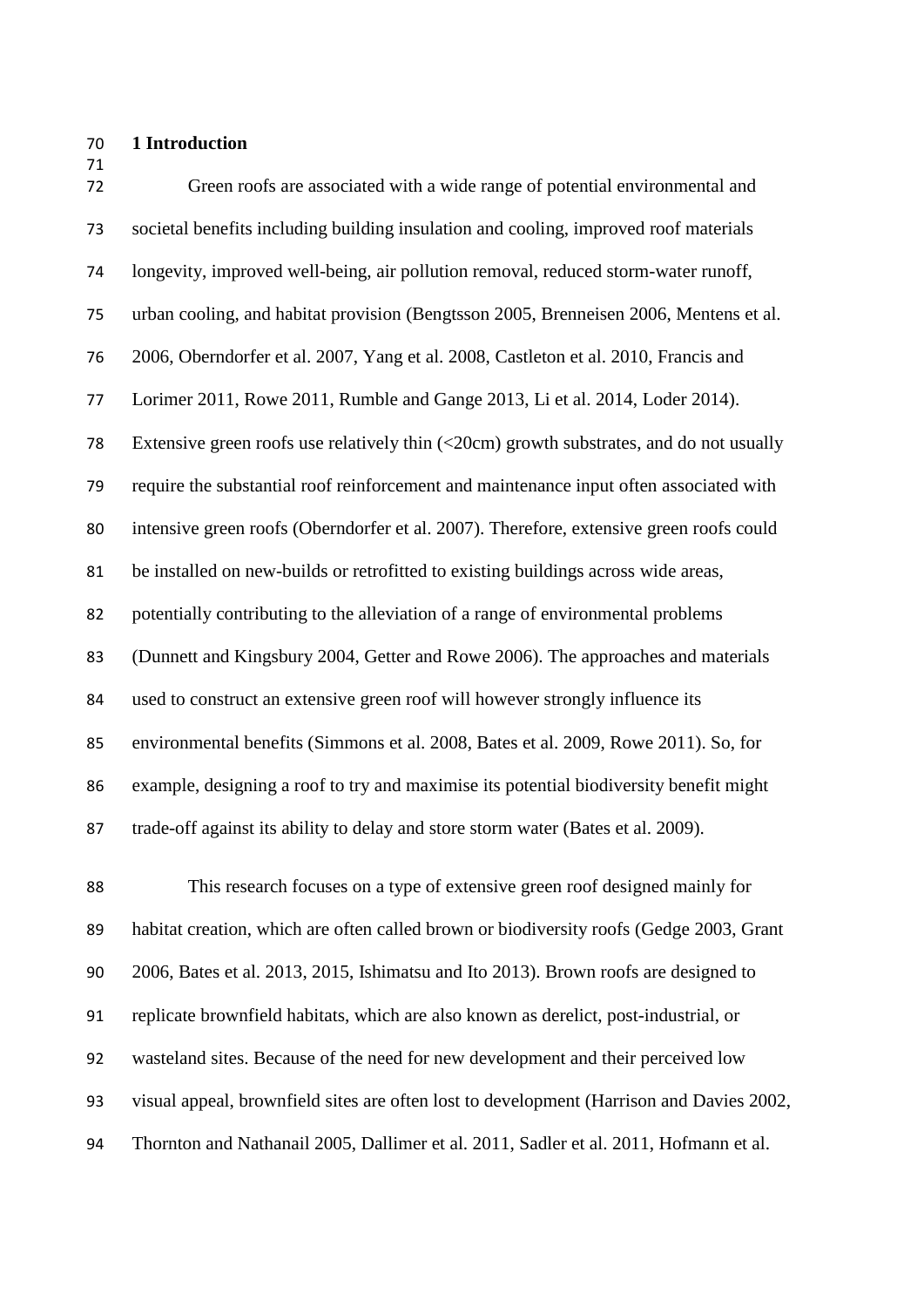# 1 Introduction

Green roofs are associated with a wide range of potential environmental and societal benefits including building insulation and cooling, improved roof materials longevity, improved well-being, air pollution removal, reduced storm-water runoff, urban cooling, and habitat provision (Bengtsson 2005, Brenneisen 2006, Mentens et al. 2006, Oberndorfer et al. 2007, Yang et al. 2008, Castleton et al. 2010, Francis and Lorimer 2011, Rowe 2011, Rumble and Gange 2013, Li et al. 2014, Loder 2014). Extensive green roofs use relatively thin (<20cm) growth substrates, and do not usually require the substantial roof reinforcement and maintenance input often associated with intensive green roofs (Oberndorfer et al. 2007). Therefore, extensive green roofs could be installed on new-builds or retrofitted to existing buildings across wide areas, potentially contributing to the alleviation of a range of environmental problems (Dunnett and Kingsbury 2004, Getter and Rowe 2006). The approaches and materials used to construct an extensive green roof will however strongly influence its environmental benefits (Simmons et al. 2008, Bates et al. 2009, Rowe 2011). So, for example, designing a roof to try and maximise its potential biodiversity benefit might trade-off against its ability to delay and store storm water (Bates et al. 2009).

This research focuses on a type of extensive green roof designed mainly for habitat creation, which are often called brown or biodiversity roofs (Gedge 2003, Grant 2006, Bates et al. 2013, 2015, Ishimatsu and Ito 2013). Brown roofs are designed to replicate brownfield habitats, which are also known as derelict, post-industrial, or wasteland sites. Because of the need for new development and their perceived low visual appeal, brownfield sites are often lost to development (Harrison and Davies 2002, Thornton and Nathanail 2005, Dallimer et al. 2011, Sadler et al. 2011, Hofmann et al.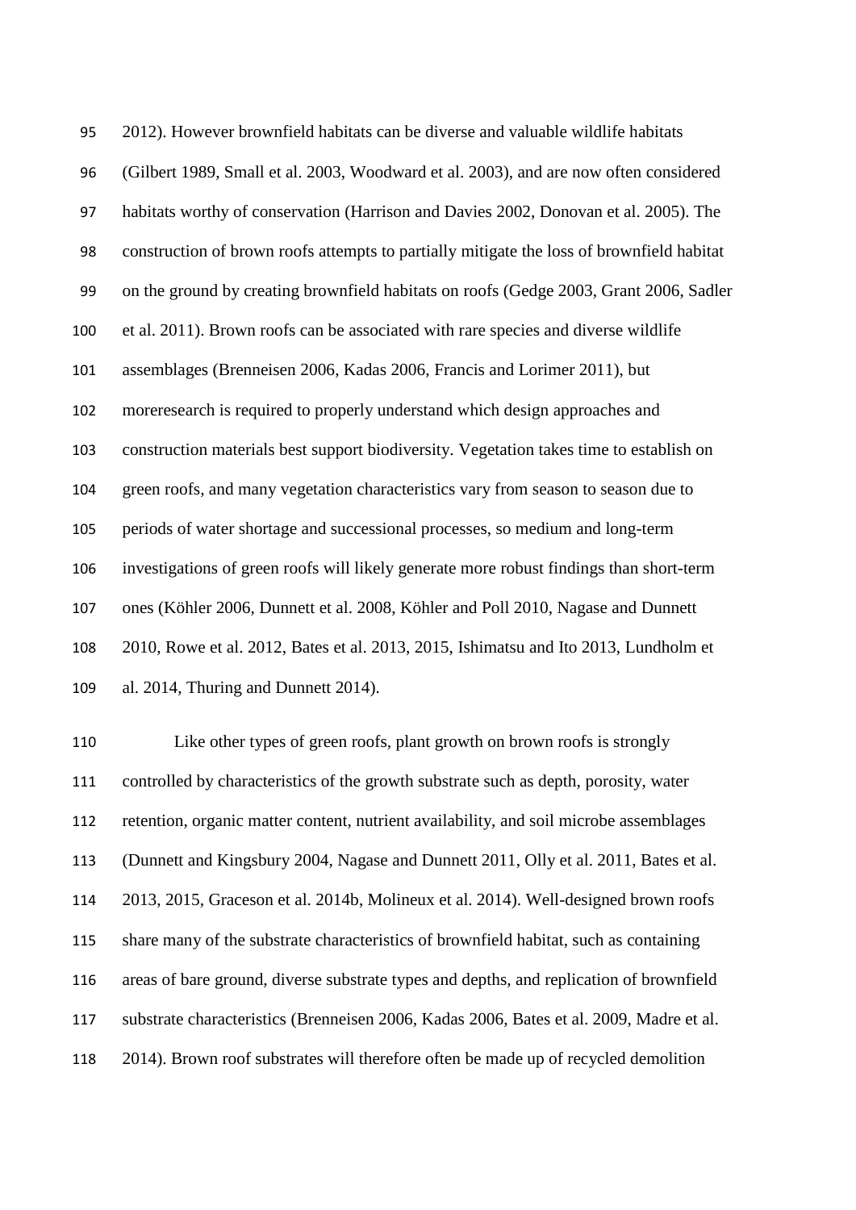2012). However brownfield habitats can be diverse and valuable wildlife habitats (Gilbert 1989, Small et al. 2003, Woodward et al. 2003), and are now often considered habitats worthy of conservation (Harrison and Davies 2002, Donovan et al. 2005). The construction of brown roofs attempts to partially mitigate the loss of brownfield habitat on the ground by creating brownfield habitats on roofs (Gedge 2003, Grant 2006, Sadler et al. 2011). Brown roofs can be associated with rare species and diverse wildlife assemblages (Brenneisen 2006, Kadas 2006, Francis and Lorimer 2011), but moreresearch is required to properly understand which design approaches and construction materials best support biodiversity. Vegetation takes time to establish on green roofs, and many vegetation characteristics vary from season to season due to periods of water shortage and successional processes, so medium and long-term investigations of green roofs will likely generate more robust findings than short-term ones (Köhler 2006, Dunnett et al. 2008, Köhler and Poll 2010, Nagase and Dunnett 2010, Rowe et al. 2012, Bates et al. 2013, 2015, Ishimatsu and Ito 2013, Lundholm et al. 2014, Thuring and Dunnett 2014).

Like other types of green roofs, plant growth on brown roofs is strongly controlled by characteristics of the growth substrate such as depth, porosity, water retention, organic matter content, nutrient availability, and soil microbe assemblages (Dunnett and Kingsbury 2004, Nagase and Dunnett 2011, Olly et al. 2011, Bates et al. 2013, 2015, Graceson et al. 2014b, Molineux et al. 2014). Well-designed brown roofs share many of the substrate characteristics of brownfield habitat, such as containing areas of bare ground, diverse substrate types and depths, and replication of brownfield substrate characteristics (Brenneisen 2006, Kadas 2006, Bates et al. 2009, Madre et al. 2014). Brown roof substrates will therefore often be made up of recycled demolition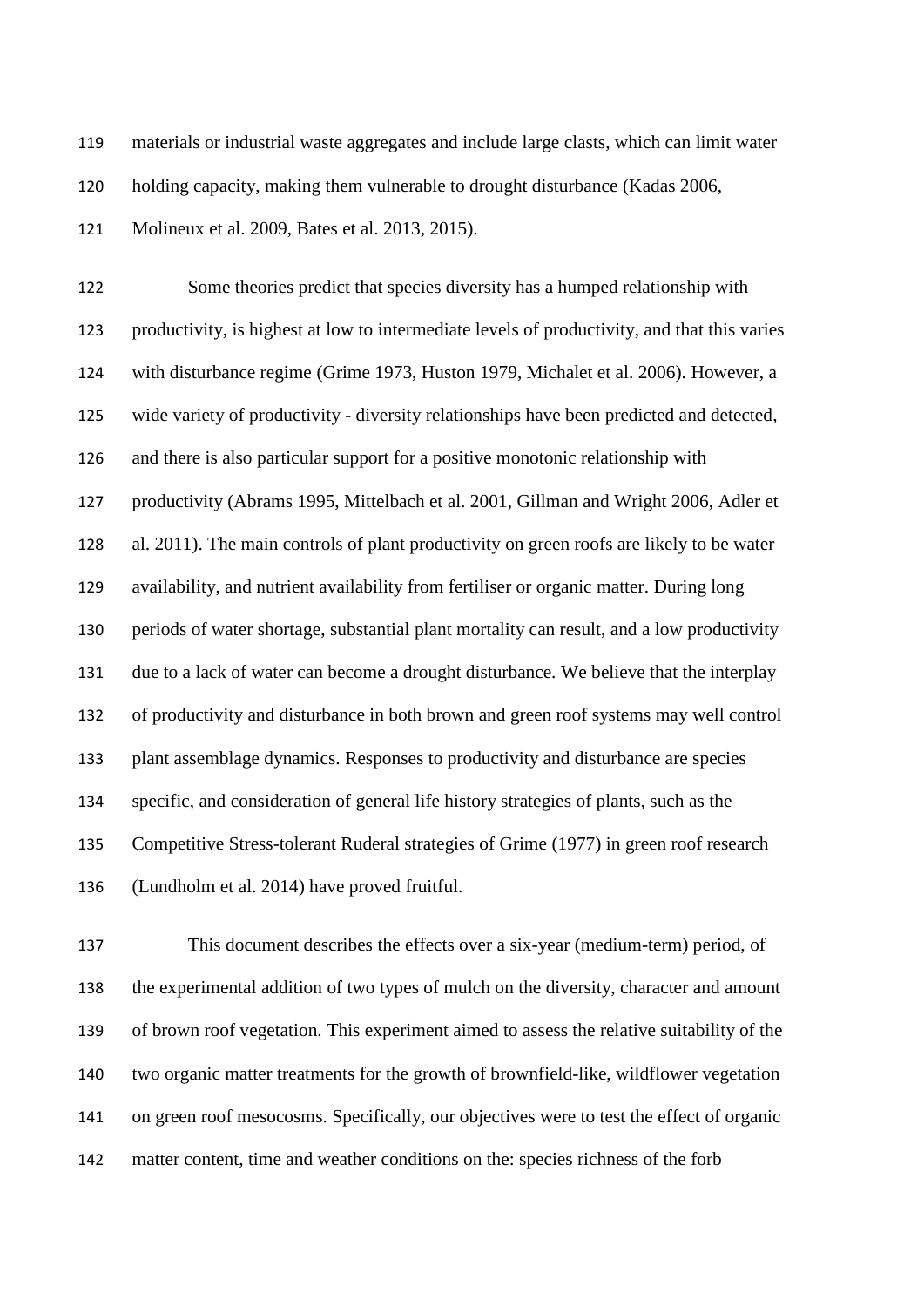materials or industrial waste aggregates and include large clasts, which can limit water holding capacity, making them vulnerable to drought disturbance (Kadas 2006, Molineux et al. 2009, Bates et al. 2013, 2015).

Some theories predict that species diversity has a humped relationship with productivity, is highest at low to intermediate levels of productivity, and that this varies with disturbance regime (Grime 1973, Huston 1979, Michalet et al. 2006). However, a wide variety of productivity - diversity relationships have been predicted and detected, and there is also particular support for a positive monotonic relationship with productivity (Abrams 1995, Mittelbach et al. 2001, Gillman and Wright 2006, Adler et al. 2011). The main controls of plant productivity on green roofs are likely to be water availability, and nutrient availability from fertiliser or organic matter. During long periods of water shortage, substantial plant mortality can result, and a low productivity due to a lack of water can become a drought disturbance. We believe that the interplay of productivity and disturbance in both brown and green roof systems may well control plant assemblage dynamics. Responses to productivity and disturbance are species specific, and consideration of general life history strategies of plants, such as the Competitive Stress-tolerant Ruderal strategies of Grime (1977) in green roof research (Lundholm et al. 2014) have proved fruitful.

This document describes the effects over a six-year (medium-term) period, of the experimental addition of two types of mulch on the diversity, character and amount of brown roof vegetation. This experiment aimed to assess the relative suitability of the two organic matter treatments for the growth of brownfield-like, wildflower vegetation on green roof mesocosms. Specifically, our objectives were to test the effect of organic matter content, time and weather conditions on the: species richness of the forb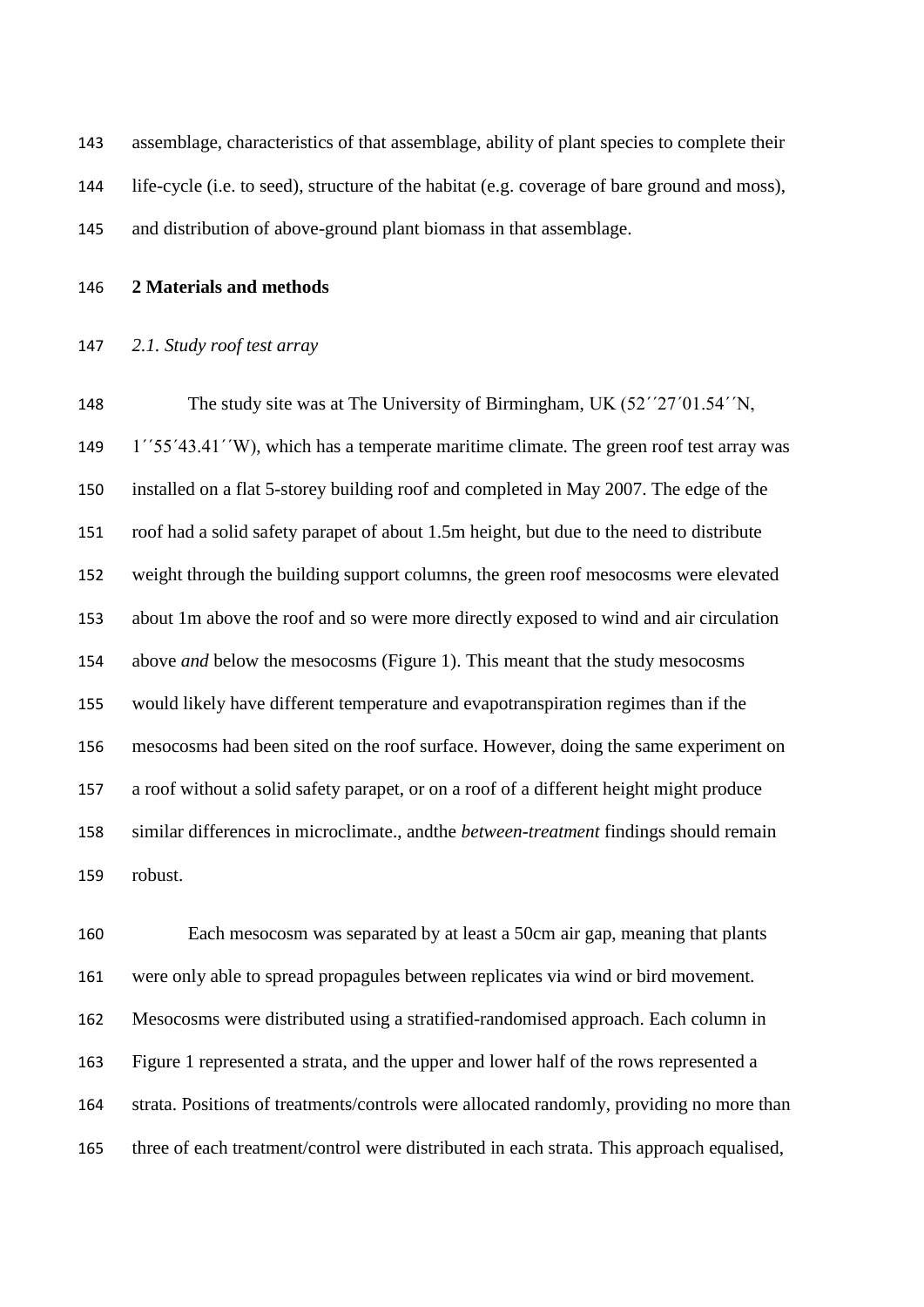assemblage, characteristics of that assemblage, ability of plant species to complete their life-cycle (i.e. to seed), structure of the habitat (e.g. coverage of bare ground and moss), and distribution of above-ground plant biomass in that assemblage.

## 2 Materials and methods

### *2.1. Study roof test array*

The study site was at The University of Birmingham, UK (52´´27´01.54´´N, 1´´55´43.41´´W), which has a temperate maritime climate. The green roof test array was installed on a flat 5-storey building roof and completed in May 2007. The edge of the roof had a solid safety parapet of about 1.5m height, but due to the need to distribute weight through the building support columns, the green roof mesocosms were elevated about 1m above the roof and so were more directly exposed to wind and air circulation above *and* below the mesocosms (Figure 1). This meant that the study mesocosms would likely have different temperature and evapotranspiration regimes than if the mesocosms had been sited on the roof surface. However, doing the same experiment on a roof without a solid safety parapet, or on a roof of a different height might produce similar differences in microclimate., andthe *between-treatment* findings should remain robust.

Each mesocosm was separated by at least a 50cm air gap, meaning that plants were only able to spread propagules between replicates via wind or bird movement. Mesocosms were distributed using a stratified-randomised approach. Each column in Figure 1 represented a strata, and the upper and lower half of the rows represented a strata. Positions of treatments/controls were allocated randomly, providing no more than three of each treatment/control were distributed in each strata. This approach equalised,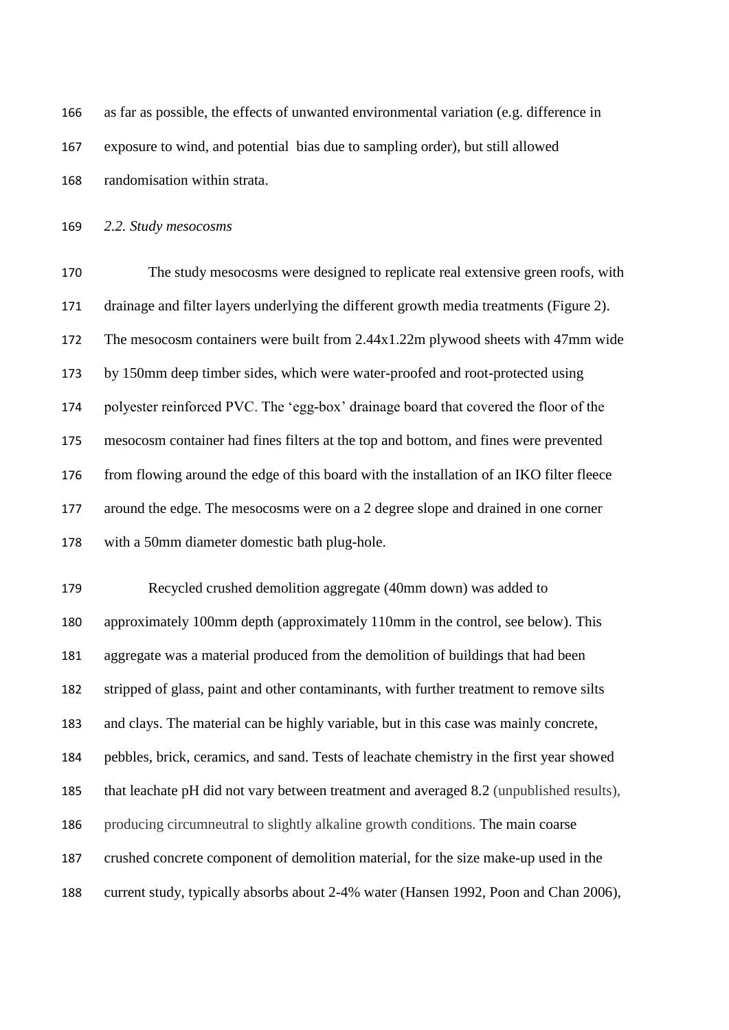as far as possible, the effects of unwanted environmental variation (e.g. difference in exposure to wind, and potential bias due to sampling order), but still allowed randomisation within strata.

### *2.2. Study mesocosms*

The study mesocosms were designed to replicate real extensive green roofs, with drainage and filter layers underlying the different growth media treatments (Figure 2). The mesocosm containers were built from 2.44x1.22m plywood sheets with 47mm wide by 150mm deep timber sides, which were water-proofed and root-protected using polyester reinforced PVC. The 'egg-box' drainage board that covered the floor of the mesocosm container had fines filters at the top and bottom, and fines were prevented from flowing around the edge of this board with the installation of an IKO filter fleece around the edge. The mesocosms were on a 2 degree slope and drained in one corner with a 50mm diameter domestic bath plug-hole.

Recycled crushed demolition aggregate (40mm down) was added to approximately 100mm depth (approximately 110mm in the control, see below). This aggregate was a material produced from the demolition of buildings that had been stripped of glass, paint and other contaminants, with further treatment to remove silts and clays. The material can be highly variable, but in this case was mainly concrete, pebbles, brick, ceramics, and sand. Tests of leachate chemistry in the first year showed that leachate pH did not vary between treatment and averaged 8.2 (unpublished results), producing circumneutral to slightly alkaline growth conditions. The main coarse crushed concrete component of demolition material, for the size make-up used in the current study, typically absorbs about 2-4% water (Hansen 1992, Poon and Chan 2006),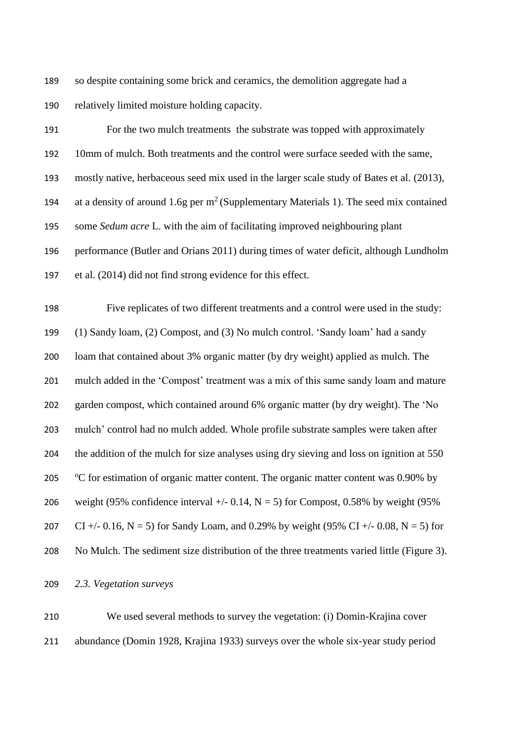so despite containing some brick and ceramics, the demolition aggregate had a relatively limited moisture holding capacity.

For the two mulch treatments the substrate was topped with approximately 10mm of mulch. Both treatments and the control were surface seeded with the same, mostly native, herbaceous seed mix used in the larger scale study of Bates et al. (2013), at a density of around 1.6g per $m^2$ (Supplementary Materials 1). The seed mix contained some *Sedum acre* L. with the aim of facilitating improved neighbouring plant performance (Butler and Orians 2011) during times of water deficit, although Lundholm et al. (2014) did not find strong evidence for this effect.

Five replicates of two different treatments and a control were used in the study: (1) Sandy loam, (2) Compost, and (3) No mulch control. 'Sandy loam' had a sandy loam that contained about 3% organic matter (by dry weight) applied as mulch. The mulch added in the 'Compost' treatment was a mix of this same sandy loam and mature garden compost, which contained around 6% organic matter (by dry weight). The 'No mulch' control had no mulch added. Whole profile substrate samples were taken after the addition of the mulch for size analyses using dry sieving and loss on ignition at 550 $^{o}$C for estimation of organic matter content. The organic matter content was 0.90% by weight (95% confidence interval +/- 0.14, $N = 5$) for Compost, 0.58% by weight (95% CI +/- 0.16, $N = 5$) for Sandy Loam, and 0.29% by weight (95% CI +/- 0.08, $N = 5$) for No Mulch. The sediment size distribution of the three treatments varied little (Figure 3).

### *2.3. Vegetation surveys*

We used several methods to survey the vegetation: (i) Domin-Krajina cover abundance (Domin 1928, Krajina 1933) surveys over the whole six-year study period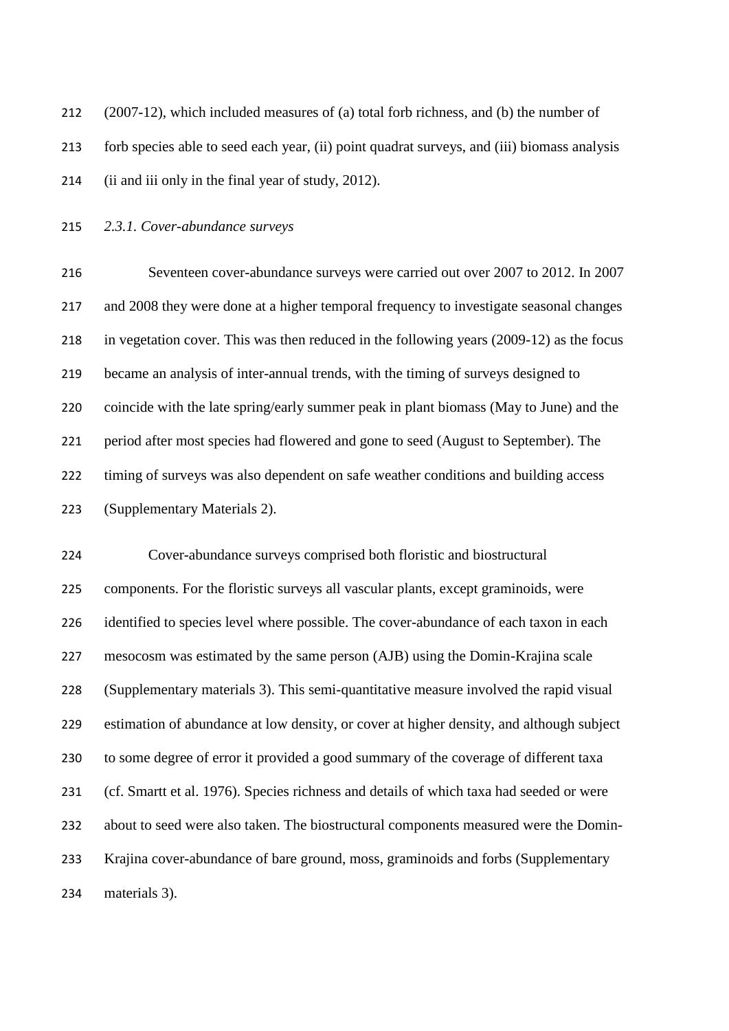(2007-12), which included measures of (a) total forb richness, and (b) the number of forb species able to seed each year, (ii) point quadrat surveys, and (iii) biomass analysis (ii and iii only in the final year of study, 2012).

### *2.3.1. Cover-abundance surveys*

Seventeen cover-abundance surveys were carried out over 2007 to 2012. In 2007 and 2008 they were done at a higher temporal frequency to investigate seasonal changes in vegetation cover. This was then reduced in the following years (2009-12) as the focus became an analysis of inter-annual trends, with the timing of surveys designed to coincide with the late spring/early summer peak in plant biomass (May to June) and the period after most species had flowered and gone to seed (August to September). The timing of surveys was also dependent on safe weather conditions and building access (Supplementary Materials 2).

Cover-abundance surveys comprised both floristic and biostructural components. For the floristic surveys all vascular plants, except graminoids, were identified to species level where possible. The cover-abundance of each taxon in each mesocosm was estimated by the same person (AJB) using the Domin-Krajina scale (Supplementary materials 3). This semi-quantitative measure involved the rapid visual estimation of abundance at low density, or cover at higher density, and although subject to some degree of error it provided a good summary of the coverage of different taxa (cf. Smartt et al. 1976). Species richness and details of which taxa had seeded or were about to seed were also taken. The biostructural components measured were the Domin-Krajina cover-abundance of bare ground, moss, graminoids and forbs (Supplementary materials 3).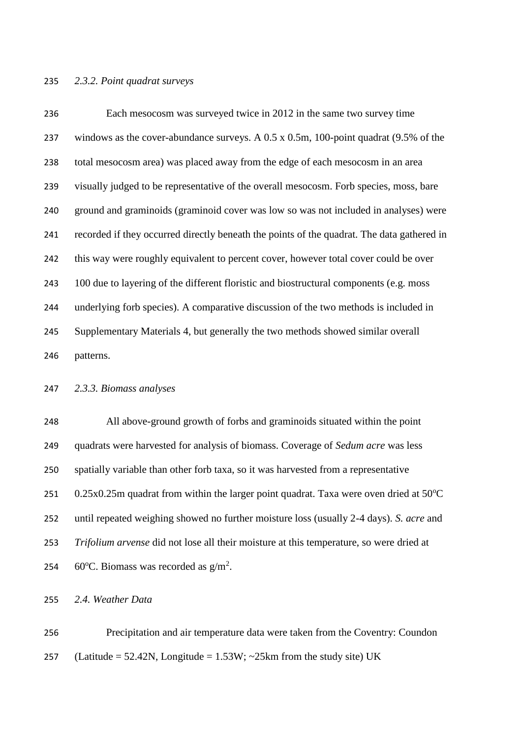*2.3.2. Point quadrat surveys*

Each mesocosm was surveyed twice in 2012 in the same two survey time windows as the cover-abundance surveys. A 0.5 x 0.5m, 100-point quadrat (9.5% of the total mesocosm area) was placed away from the edge of each mesocosm in an area visually judged to be representative of the overall mesocosm. Forb species, moss, bare ground and graminoids (graminoid cover was low so was not included in analyses) were recorded if they occurred directly beneath the points of the quadrat. The data gathered in this way were roughly equivalent to percent cover, however total cover could be over 100 due to layering of the different floristic and biostructural components (e.g. moss underlying forb species). A comparative discussion of the two methods is included in Supplementary Materials 4, but generally the two methods showed similar overall patterns.

*2.3.3. Biomass analyses*

All above-ground growth of forbs and graminoids situated within the point quadrats were harvested for analysis of biomass. Coverage of *Sedum acre* was less spatially variable than other forb taxa, so it was harvested from a representative 0.25x0.25m quadrat from within the larger point quadrat. Taxa were oven dried at 50$^{o}$C until repeated weighing showed no further moisture loss (usually 2-4 days). *S. acre* and *Trifolium arvense* did not lose all their moisture at this temperature, so were dried at 60$^{o}$C. Biomass was recorded as g/m$^2$.

*2.4. Weather Data*

Precipitation and air temperature data were taken from the Coventry: Coundon (Latitude = 52.42N, Longitude = 1.53W; ~25km from the study site) UK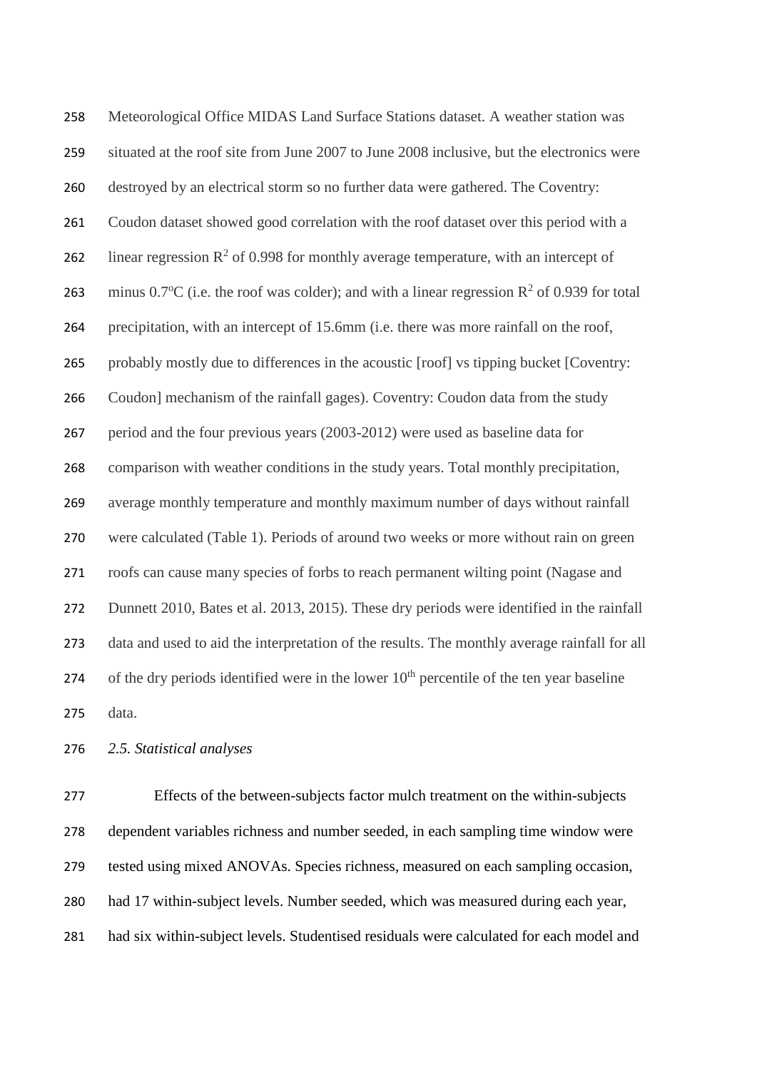Meteorological Office MIDAS Land Surface Stations dataset. A weather station was situated at the roof site from June 2007 to June 2008 inclusive, but the electronics were destroyed by an electrical storm so no further data were gathered. The Coventry: Coudon dataset showed good correlation with the roof dataset over this period with a linear regression $R^2$ of 0.998 for monthly average temperature, with an intercept of minus 0.7°C (i.e. the roof was colder); and with a linear regression $R^2$ of 0.939 for total precipitation, with an intercept of 15.6mm (i.e. there was more rainfall on the roof, probably mostly due to differences in the acoustic [roof] vs tipping bucket [Coventry: Coudon] mechanism of the rainfall gages). Coventry: Coudon data from the study period and the four previous years (2003-2012) were used as baseline data for comparison with weather conditions in the study years. Total monthly precipitation, average monthly temperature and monthly maximum number of days without rainfall were calculated (Table 1). Periods of around two weeks or more without rain on green roofs can cause many species of forbs to reach permanent wilting point (Nagase and Dunnett 2010, Bates et al. 2013, 2015). These dry periods were identified in the rainfall data and used to aid the interpretation of the results. The monthly average rainfall for all of the dry periods identified were in the lower $10^{th}$ percentile of the ten year baseline data.

### *2.5. Statistical analyses*

Effects of the between-subjects factor mulch treatment on the within-subjects dependent variables richness and number seeded, in each sampling time window were tested using mixed ANOVAs. Species richness, measured on each sampling occasion, had 17 within-subject levels. Number seeded, which was measured during each year, had six within-subject levels. Studentised residuals were calculated for each model and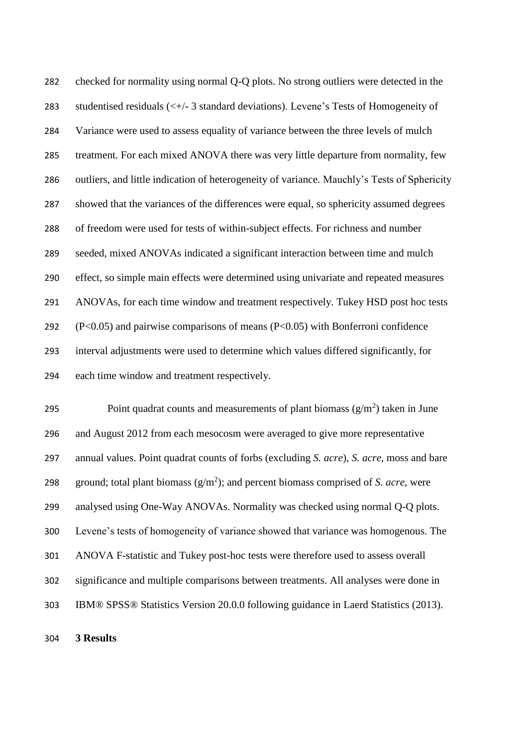checked for normality using normal Q-Q plots. No strong outliers were detected in the studentised residuals (<+/- 3 standard deviations). Levene's Tests of Homogeneity of Variance were used to assess equality of variance between the three levels of mulch treatment. For each mixed ANOVA there was very little departure from normality, few outliers, and little indication of heterogeneity of variance. Mauchly's Tests of Sphericity showed that the variances of the differences were equal, so sphericity assumed degrees of freedom were used for tests of within-subject effects. For richness and number seeded, mixed ANOVAs indicated a significant interaction between time and mulch effect, so simple main effects were determined using univariate and repeated measures ANOVAs, for each time window and treatment respectively. Tukey HSD post hoc tests ($P<0.05$) and pairwise comparisons of means ($P<0.05$) with Bonferroni confidence interval adjustments were used to determine which values differed significantly, for each time window and treatment respectively.

Point quadrat counts and measurements of plant biomass ($g/m^2$) taken in June and August 2012 from each mesocosm were averaged to give more representative annual values. Point quadrat counts of forbs (excluding *S. acre*), *S. acre*, moss and bare ground; total plant biomass ($g/m^2$); and percent biomass comprised of *S. acre*, were analysed using One-Way ANOVAs. Normality was checked using normal Q-Q plots. Levene's tests of homogeneity of variance showed that variance was homogenous. The ANOVA F-statistic and Tukey post-hoc tests were therefore used to assess overall significance and multiple comparisons between treatments. All analyses were done in IBM® SPSS® Statistics Version 20.0.0 following guidance in Laerd Statistics (2013).

# 3 Results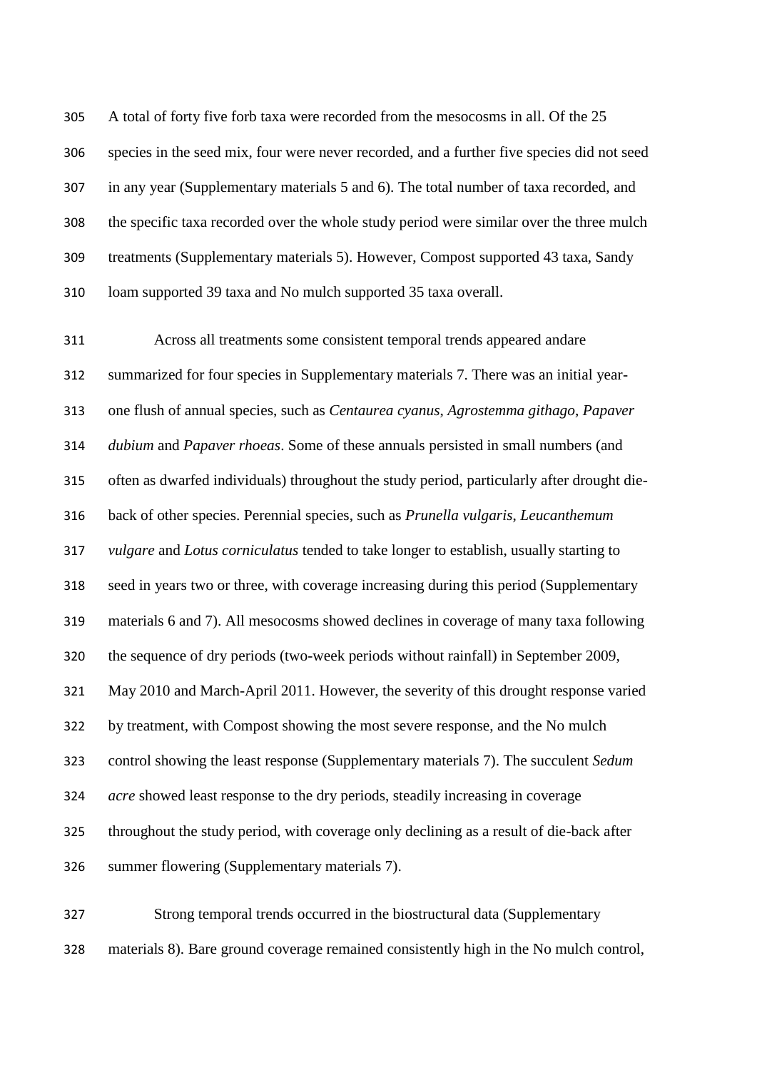A total of forty five forb taxa were recorded from the mesocosms in all. Of the 25 species in the seed mix, four were never recorded, and a further five species did not seed in any year (Supplementary materials 5 and 6). The total number of taxa recorded, and the specific taxa recorded over the whole study period were similar over the three mulch treatments (Supplementary materials 5). However, Compost supported 43 taxa, Sandy loam supported 39 taxa and No mulch supported 35 taxa overall.

Across all treatments some consistent temporal trends appeared andare summarized for four species in Supplementary materials 7. There was an initial year-one flush of annual species, such as *Centaurea cyanus*, *Agrostemma githago*, *Papaver dubium* and *Papaver rhoeas*. Some of these annuals persisted in small numbers (and often as dwarfed individuals) throughout the study period, particularly after drought die-back of other species. Perennial species, such as *Prunella vulgaris*, *Leucanthemum vulgare* and *Lotus corniculatus* tended to take longer to establish, usually starting to seed in years two or three, with coverage increasing during this period (Supplementary materials 6 and 7). All mesocosms showed declines in coverage of many taxa following the sequence of dry periods (two-week periods without rainfall) in September 2009, May 2010 and March-April 2011. However, the severity of this drought response varied by treatment, with Compost showing the most severe response, and the No mulch control showing the least response (Supplementary materials 7). The succulent *Sedum acre* showed least response to the dry periods, steadily increasing in coverage throughout the study period, with coverage only declining as a result of die-back after summer flowering (Supplementary materials 7).

Strong temporal trends occurred in the biostructural data (Supplementary materials 8). Bare ground coverage remained consistently high in the No mulch control,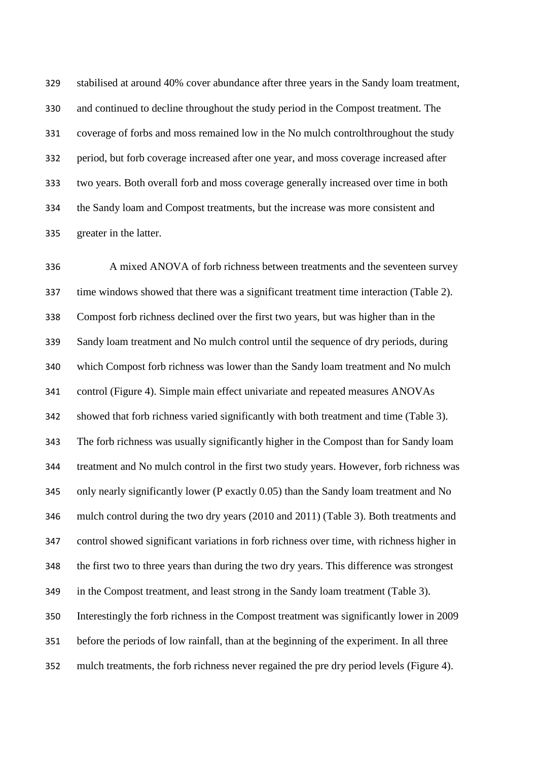stabilised at around 40% cover abundance after three years in the Sandy loam treatment, and continued to decline throughout the study period in the Compost treatment. The coverage of forbs and moss remained low in the No mulch controlthroughout the study period, but forb coverage increased after one year, and moss coverage increased after two years. Both overall forb and moss coverage generally increased over time in both the Sandy loam and Compost treatments, but the increase was more consistent and greater in the latter.

A mixed ANOVA of forb richness between treatments and the seventeen survey time windows showed that there was a significant treatment time interaction (Table 2). Compost forb richness declined over the first two years, but was higher than in the Sandy loam treatment and No mulch control until the sequence of dry periods, during which Compost forb richness was lower than the Sandy loam treatment and No mulch control (Figure 4). Simple main effect univariate and repeated measures ANOVAs showed that forb richness varied significantly with both treatment and time (Table 3). The forb richness was usually significantly higher in the Compost than for Sandy loam treatment and No mulch control in the first two study years. However, forb richness was only nearly significantly lower (P exactly 0.05) than the Sandy loam treatment and No mulch control during the two dry years (2010 and 2011) (Table 3). Both treatments and control showed significant variations in forb richness over time, with richness higher in the first two to three years than during the two dry years. This difference was strongest in the Compost treatment, and least strong in the Sandy loam treatment (Table 3). Interestingly the forb richness in the Compost treatment was significantly lower in 2009 before the periods of low rainfall, than at the beginning of the experiment. In all three mulch treatments, the forb richness never regained the pre dry period levels (Figure 4).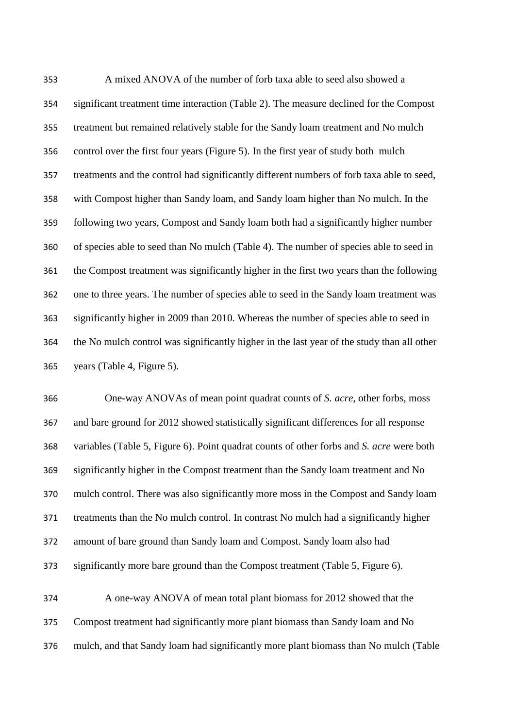A mixed ANOVA of the number of forb taxa able to seed also showed a significant treatment time interaction (Table 2). The measure declined for the Compost treatment but remained relatively stable for the Sandy loam treatment and No mulch control over the first four years (Figure 5). In the first year of study both mulch treatments and the control had significantly different numbers of forb taxa able to seed, with Compost higher than Sandy loam, and Sandy loam higher than No mulch. In the following two years, Compost and Sandy loam both had a significantly higher number of species able to seed than No mulch (Table 4). The number of species able to seed in the Compost treatment was significantly higher in the first two years than the following one to three years. The number of species able to seed in the Sandy loam treatment was significantly higher in 2009 than 2010. Whereas the number of species able to seed in the No mulch control was significantly higher in the last year of the study than all other years (Table 4, Figure 5).

One-way ANOVAs of mean point quadrat counts of *S. acre*, other forbs, moss and bare ground for 2012 showed statistically significant differences for all response variables (Table 5, Figure 6). Point quadrat counts of other forbs and *S. acre* were both significantly higher in the Compost treatment than the Sandy loam treatment and No mulch control. There was also significantly more moss in the Compost and Sandy loam treatments than the No mulch control. In contrast No mulch had a significantly higher amount of bare ground than Sandy loam and Compost. Sandy loam also had significantly more bare ground than the Compost treatment (Table 5, Figure 6).

A one-way ANOVA of mean total plant biomass for 2012 showed that the Compost treatment had significantly more plant biomass than Sandy loam and No mulch, and that Sandy loam had significantly more plant biomass than No mulch (Table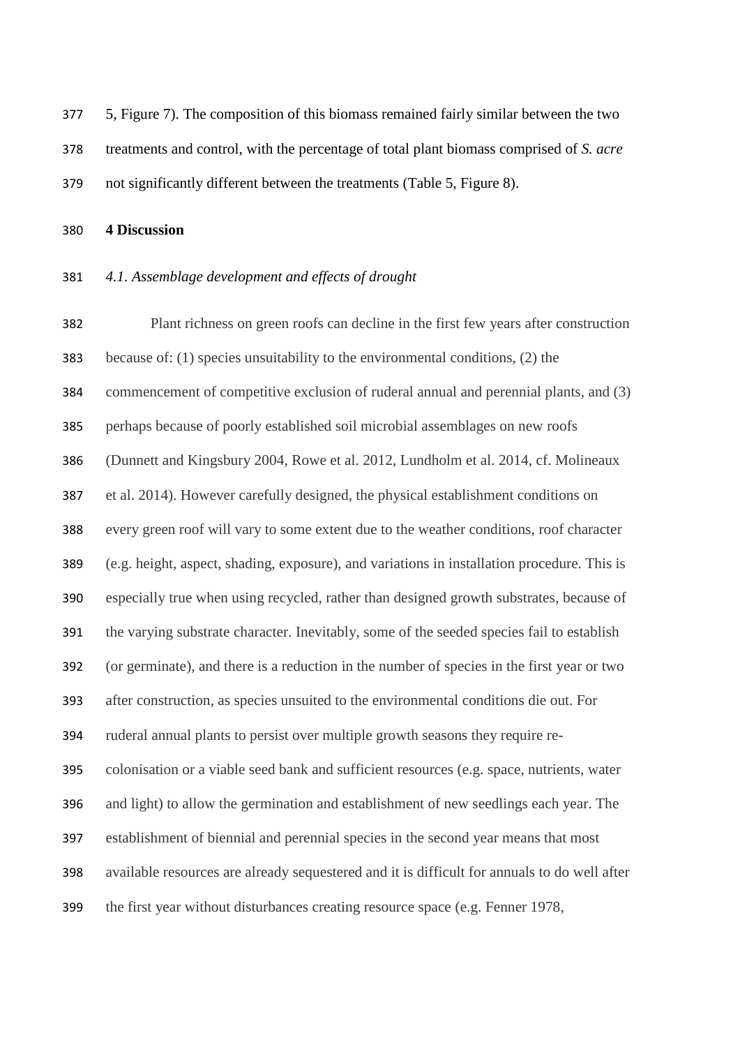5, Figure 7). The composition of this biomass remained fairly similar between the two treatments and control, with the percentage of total plant biomass comprised of *S. acre* not significantly different between the treatments (Table 5, Figure 8).

## 4 Discussion

### *4.1. Assemblage development and effects of drought*

Plant richness on green roofs can decline in the first few years after construction because of: (1) species unsuitability to the environmental conditions, (2) the commencement of competitive exclusion of ruderal annual and perennial plants, and (3) perhaps because of poorly established soil microbial assemblages on new roofs (Dunnett and Kingsbury 2004, Rowe et al. 2012, Lundholm et al. 2014, cf. Molineaux et al. 2014). However carefully designed, the physical establishment conditions on every green roof will vary to some extent due to the weather conditions, roof character (e.g. height, aspect, shading, exposure), and variations in installation procedure. This is especially true when using recycled, rather than designed growth substrates, because of the varying substrate character. Inevitably, some of the seeded species fail to establish (or germinate), and there is a reduction in the number of species in the first year or two after construction, as species unsuited to the environmental conditions die out. For ruderal annual plants to persist over multiple growth seasons they require re-colonisation or a viable seed bank and sufficient resources (e.g. space, nutrients, water and light) to allow the germination and establishment of new seedlings each year. The establishment of biennial and perennial species in the second year means that most available resources are already sequestered and it is difficult for annuals to do well after the first year without disturbances creating resource space (e.g. Fenner 1978,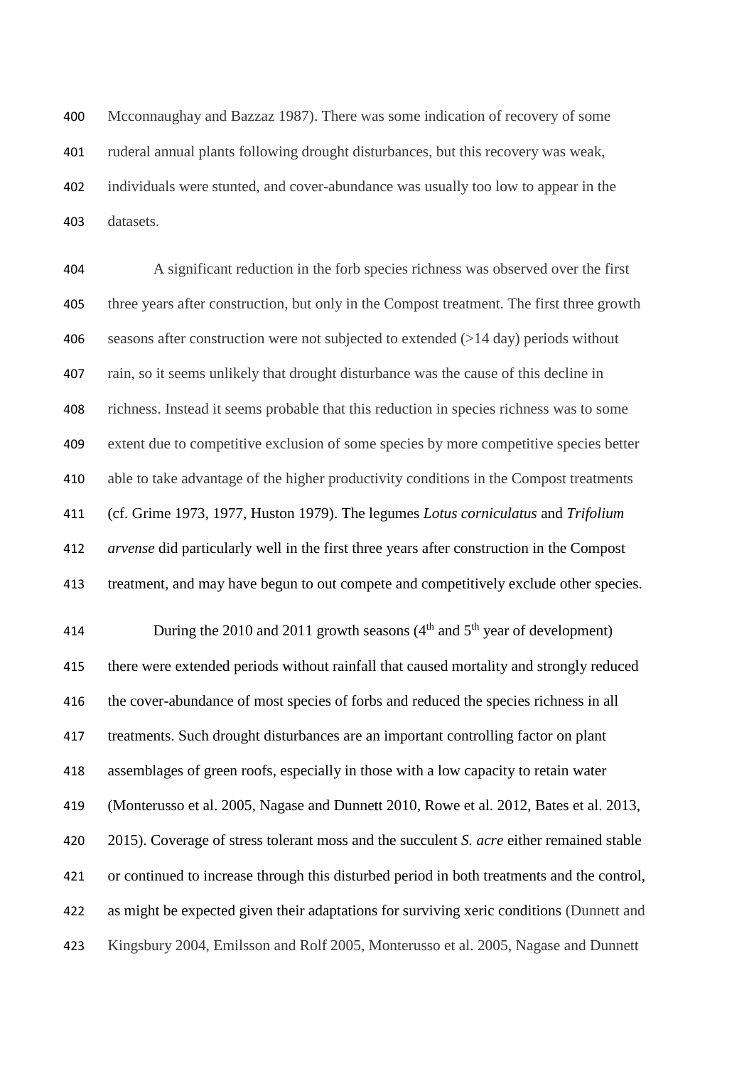Mcconnaughay and Bazzaz 1987). There was some indication of recovery of some ruderal annual plants following drought disturbances, but this recovery was weak, individuals were stunted, and cover-abundance was usually too low to appear in the datasets.

A significant reduction in the forb species richness was observed over the first three years after construction, but only in the Compost treatment. The first three growth seasons after construction were not subjected to extended (>14 day) periods without rain, so it seems unlikely that drought disturbance was the cause of this decline in richness. Instead it seems probable that this reduction in species richness was to some extent due to competitive exclusion of some species by more competitive species better able to take advantage of the higher productivity conditions in the Compost treatments (cf. Grime 1973, 1977, Huston 1979). The legumes *Lotus corniculatus* and *Trifolium arvense* did particularly well in the first three years after construction in the Compost treatment, and may have begun to out compete and competitively exclude other species.

During the 2010 and 2011 growth seasons (4th and 5th year of development) there were extended periods without rainfall that caused mortality and strongly reduced the cover-abundance of most species of forbs and reduced the species richness in all treatments. Such drought disturbances are an important controlling factor on plant assemblages of green roofs, especially in those with a low capacity to retain water (Monterusso et al. 2005, Nagase and Dunnett 2010, Rowe et al. 2012, Bates et al. 2013, 2015). Coverage of stress tolerant moss and the succulent *S. acre* either remained stable or continued to increase through this disturbed period in both treatments and the control, as might be expected given their adaptations for surviving xeric conditions (Dunnett and Kingsbury 2004, Emilsson and Rolf 2005, Monterusso et al. 2005, Nagase and Dunnett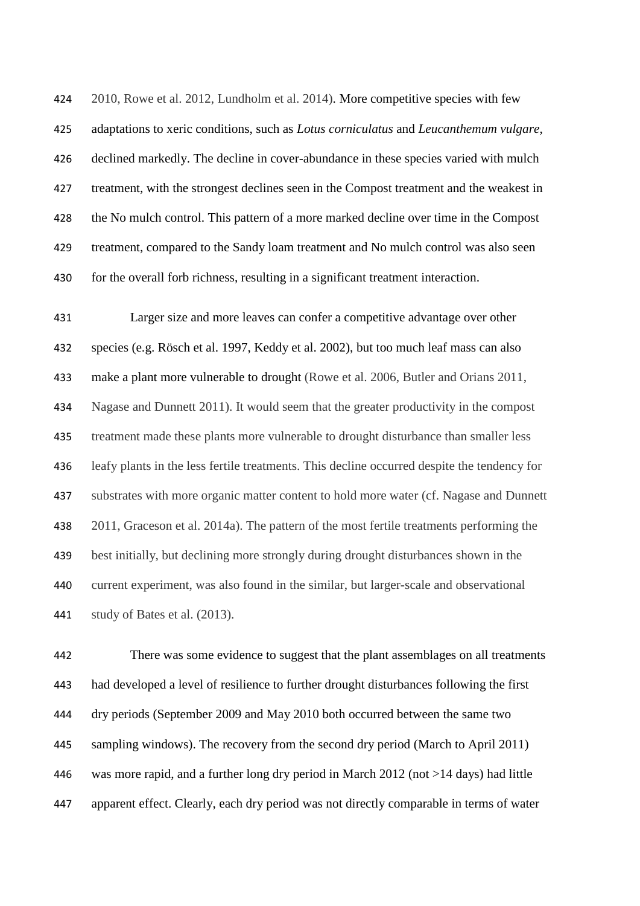2010, Rowe et al. 2012, Lundholm et al. 2014). More competitive species with few adaptations to xeric conditions, such as *Lotus corniculatus* and *Leucanthemum vulgare*, declined markedly. The decline in cover-abundance in these species varied with mulch treatment, with the strongest declines seen in the Compost treatment and the weakest in the No mulch control. This pattern of a more marked decline over time in the Compost treatment, compared to the Sandy loam treatment and No mulch control was also seen for the overall forb richness, resulting in a significant treatment interaction.

Larger size and more leaves can confer a competitive advantage over other species (e.g. Rösch et al. 1997, Keddy et al. 2002), but too much leaf mass can also make a plant more vulnerable to drought (Rowe et al. 2006, Butler and Orians 2011, Nagase and Dunnett 2011). It would seem that the greater productivity in the compost treatment made these plants more vulnerable to drought disturbance than smaller less leafy plants in the less fertile treatments. This decline occurred despite the tendency for substrates with more organic matter content to hold more water (cf. Nagase and Dunnett 2011, Graceson et al. 2014a). The pattern of the most fertile treatments performing the best initially, but declining more strongly during drought disturbances shown in the current experiment, was also found in the similar, but larger-scale and observational study of Bates et al. (2013).

There was some evidence to suggest that the plant assemblages on all treatments had developed a level of resilience to further drought disturbances following the first dry periods (September 2009 and May 2010 both occurred between the same two sampling windows). The recovery from the second dry period (March to April 2011) was more rapid, and a further long dry period in March 2012 (not >14 days) had little apparent effect. Clearly, each dry period was not directly comparable in terms of water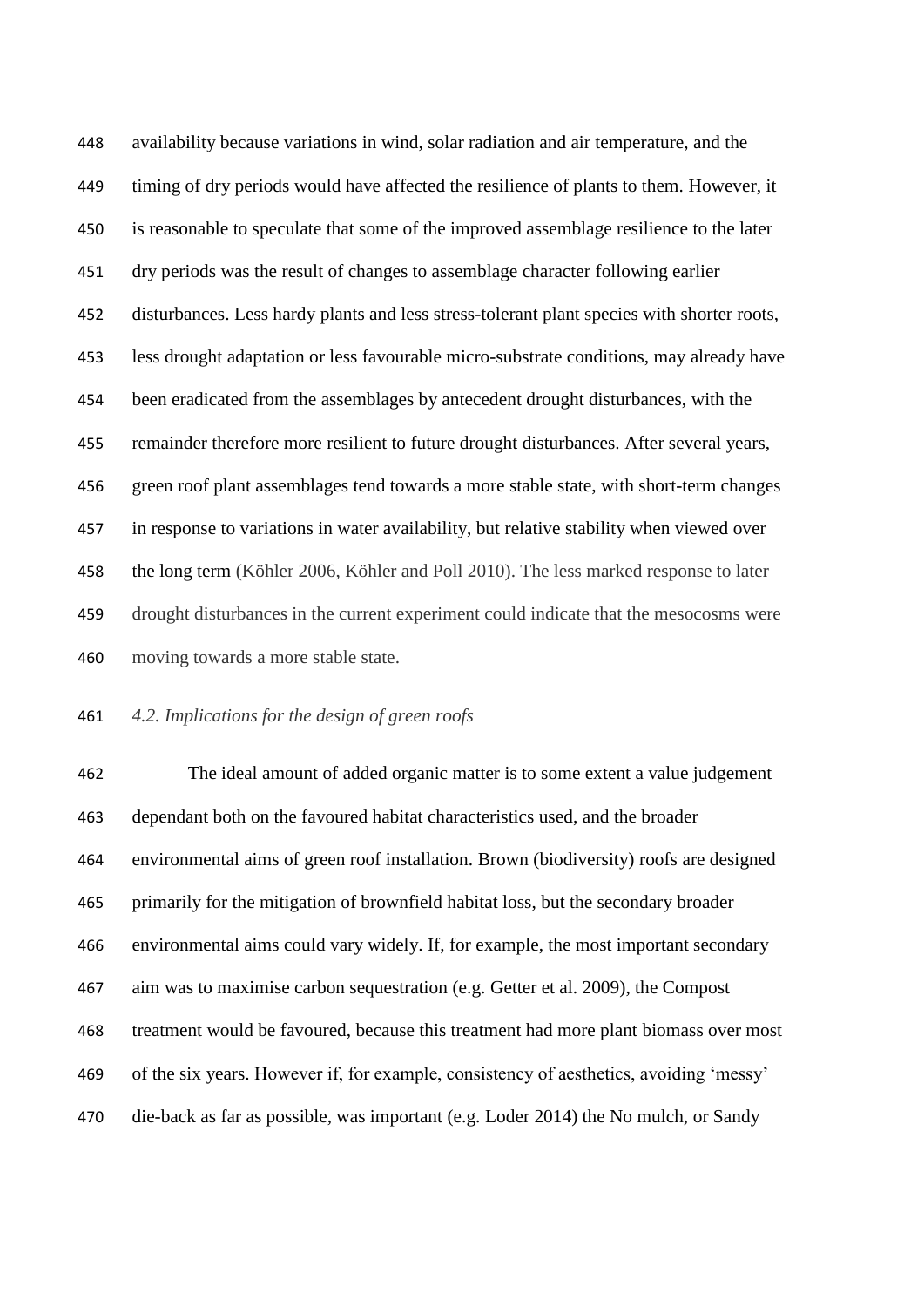availability because variations in wind, solar radiation and air temperature, and the timing of dry periods would have affected the resilience of plants to them. However, it is reasonable to speculate that some of the improved assemblage resilience to the later dry periods was the result of changes to assemblage character following earlier disturbances. Less hardy plants and less stress-tolerant plant species with shorter roots, less drought adaptation or less favourable micro-substrate conditions, may already have been eradicated from the assemblages by antecedent drought disturbances, with the remainder therefore more resilient to future drought disturbances. After several years, green roof plant assemblages tend towards a more stable state, with short-term changes in response to variations in water availability, but relative stability when viewed over the long term (Köhler 2006, Köhler and Poll 2010). The less marked response to later drought disturbances in the current experiment could indicate that the mesocosms were moving towards a more stable state.

### *4.2. Implications for the design of green roofs*

The ideal amount of added organic matter is to some extent a value judgement dependant both on the favoured habitat characteristics used, and the broader environmental aims of green roof installation. Brown (biodiversity) roofs are designed primarily for the mitigation of brownfield habitat loss, but the secondary broader environmental aims could vary widely. If, for example, the most important secondary aim was to maximise carbon sequestration (e.g. Getter et al. 2009), the Compost treatment would be favoured, because this treatment had more plant biomass over most of the six years. However if, for example, consistency of aesthetics, avoiding 'messy' die-back as far as possible, was important (e.g. Loder 2014) the No mulch, or Sandy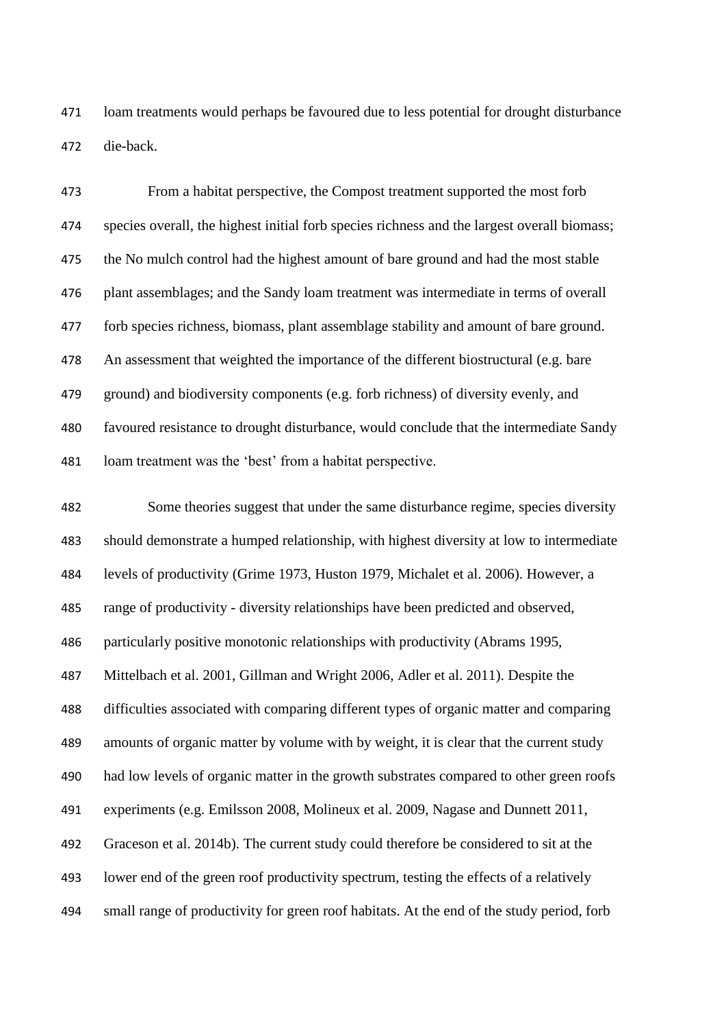loam treatments would perhaps be favoured due to less potential for drought disturbance die-back.

From a habitat perspective, the Compost treatment supported the most forb species overall, the highest initial forb species richness and the largest overall biomass; the No mulch control had the highest amount of bare ground and had the most stable plant assemblages; and the Sandy loam treatment was intermediate in terms of overall forb species richness, biomass, plant assemblage stability and amount of bare ground. An assessment that weighted the importance of the different biostructural (e.g. bare ground) and biodiversity components (e.g. forb richness) of diversity evenly, and favoured resistance to drought disturbance, would conclude that the intermediate Sandy loam treatment was the 'best' from a habitat perspective.

Some theories suggest that under the same disturbance regime, species diversity should demonstrate a humped relationship, with highest diversity at low to intermediate levels of productivity (Grime 1973, Huston 1979, Michalet et al. 2006). However, a range of productivity - diversity relationships have been predicted and observed, particularly positive monotonic relationships with productivity (Abrams 1995, Mittelbach et al. 2001, Gillman and Wright 2006, Adler et al. 2011). Despite the difficulties associated with comparing different types of organic matter and comparing amounts of organic matter by volume with by weight, it is clear that the current study had low levels of organic matter in the growth substrates compared to other green roofs experiments (e.g. Emilsson 2008, Molineux et al. 2009, Nagase and Dunnett 2011, Graceson et al. 2014b). The current study could therefore be considered to sit at the lower end of the green roof productivity spectrum, testing the effects of a relatively small range of productivity for green roof habitats. At the end of the study period, forb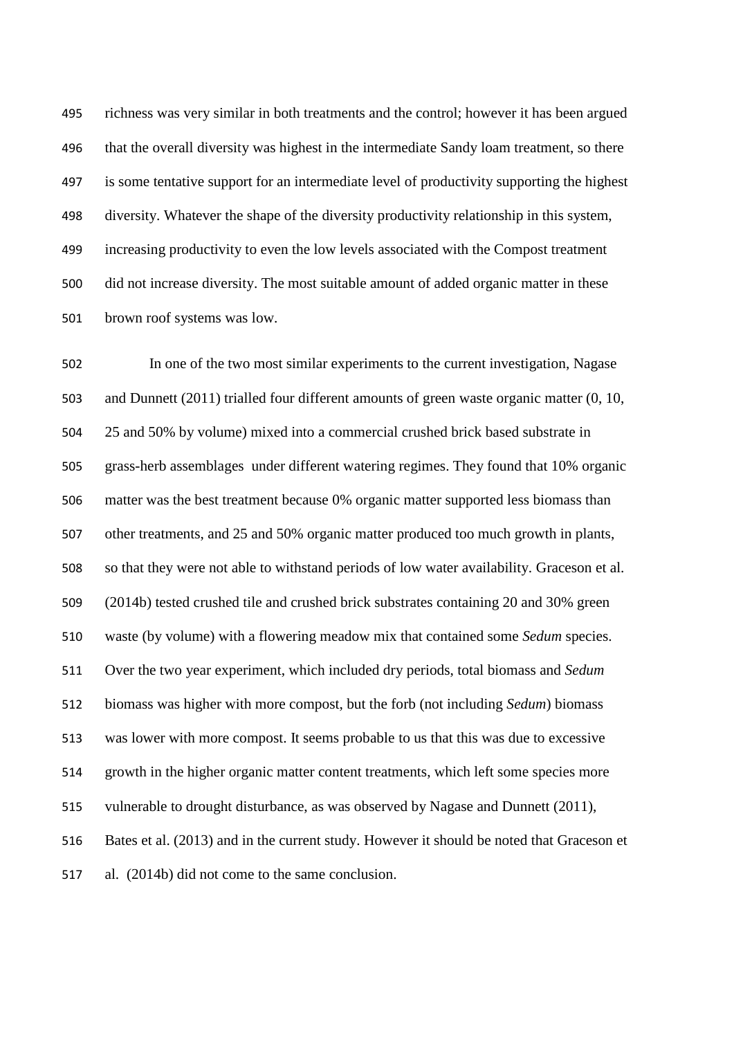richness was very similar in both treatments and the control; however it has been argued that the overall diversity was highest in the intermediate Sandy loam treatment, so there is some tentative support for an intermediate level of productivity supporting the highest diversity. Whatever the shape of the diversity productivity relationship in this system, increasing productivity to even the low levels associated with the Compost treatment did not increase diversity. The most suitable amount of added organic matter in these brown roof systems was low.

In one of the two most similar experiments to the current investigation, Nagase and Dunnett (2011) trialled four different amounts of green waste organic matter (0, 10, 25 and 50% by volume) mixed into a commercial crushed brick based substrate in grass-herb assemblages under different watering regimes. They found that 10% organic matter was the best treatment because 0% organic matter supported less biomass than other treatments, and 25 and 50% organic matter produced too much growth in plants, so that they were not able to withstand periods of low water availability. Graceson et al. (2014b) tested crushed tile and crushed brick substrates containing 20 and 30% green waste (by volume) with a flowering meadow mix that contained some *Sedum* species. Over the two year experiment, which included dry periods, total biomass and *Sedum* biomass was higher with more compost, but the forb (not including *Sedum*) biomass was lower with more compost. It seems probable to us that this was due to excessive growth in the higher organic matter content treatments, which left some species more vulnerable to drought disturbance, as was observed by Nagase and Dunnett (2011), Bates et al. (2013) and in the current study. However it should be noted that Graceson et al. (2014b) did not come to the same conclusion.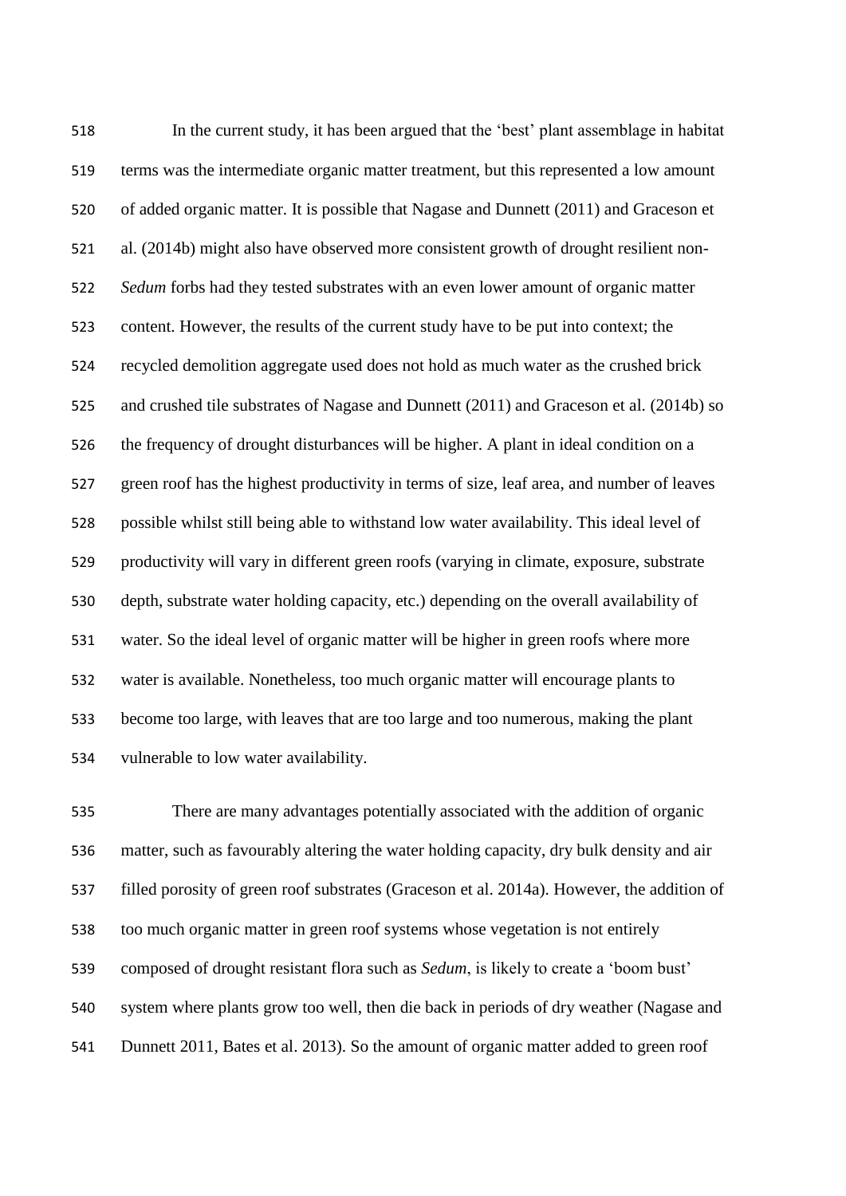In the current study, it has been argued that the 'best' plant assemblage in habitat terms was the intermediate organic matter treatment, but this represented a low amount of added organic matter. It is possible that Nagase and Dunnett (2011) and Graceson et al. (2014b) might also have observed more consistent growth of drought resilient non-*Sedum* forbs had they tested substrates with an even lower amount of organic matter content. However, the results of the current study have to be put into context; the recycled demolition aggregate used does not hold as much water as the crushed brick and crushed tile substrates of Nagase and Dunnett (2011) and Graceson et al. (2014b) so the frequency of drought disturbances will be higher. A plant in ideal condition on a green roof has the highest productivity in terms of size, leaf area, and number of leaves possible whilst still being able to withstand low water availability. This ideal level of productivity will vary in different green roofs (varying in climate, exposure, substrate depth, substrate water holding capacity, etc.) depending on the overall availability of water. So the ideal level of organic matter will be higher in green roofs where more water is available. Nonetheless, too much organic matter will encourage plants to become too large, with leaves that are too large and too numerous, making the plant vulnerable to low water availability.

There are many advantages potentially associated with the addition of organic matter, such as favourably altering the water holding capacity, dry bulk density and air filled porosity of green roof substrates (Graceson et al. 2014a). However, the addition of too much organic matter in green roof systems whose vegetation is not entirely composed of drought resistant flora such as *Sedum*, is likely to create a 'boom bust' system where plants grow too well, then die back in periods of dry weather (Nagase and Dunnett 2011, Bates et al. 2013). So the amount of organic matter added to green roof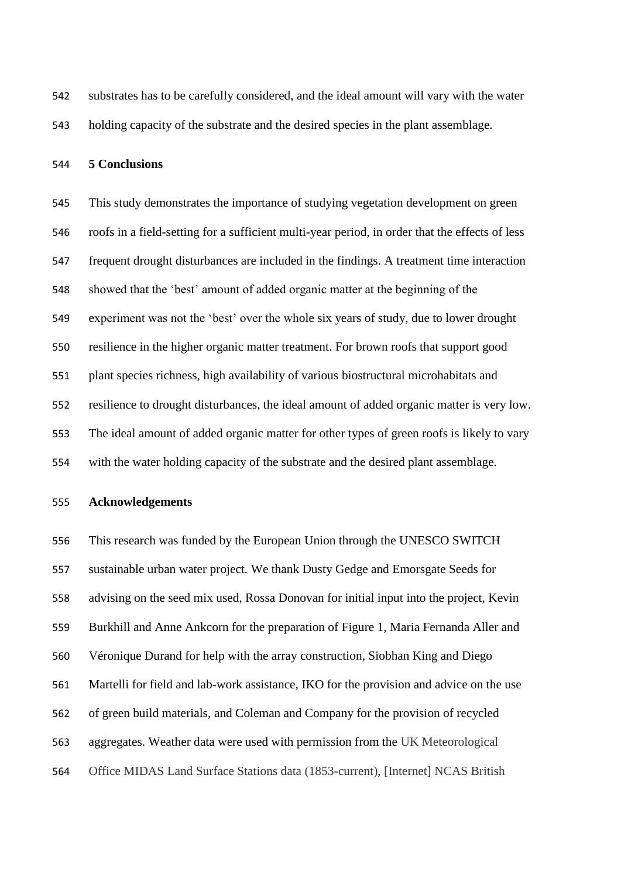substrates has to be carefully considered, and the ideal amount will vary with the water holding capacity of the substrate and the desired species in the plant assemblage.

## 5 Conclusions

This study demonstrates the importance of studying vegetation development on green roofs in a field-setting for a sufficient multi-year period, in order that the effects of less frequent drought disturbances are included in the findings. A treatment time interaction showed that the 'best' amount of added organic matter at the beginning of the experiment was not the 'best' over the whole six years of study, due to lower drought resilience in the higher organic matter treatment. For brown roofs that support good plant species richness, high availability of various biostructural microhabitats and resilience to drought disturbances, the ideal amount of added organic matter is very low. The ideal amount of added organic matter for other types of green roofs is likely to vary with the water holding capacity of the substrate and the desired plant assemblage.

## Acknowledgements

This research was funded by the European Union through the UNESCO SWITCH sustainable urban water project. We thank Dusty Gedge and Emorsgate Seeds for advising on the seed mix used, Rossa Donovan for initial input into the project, Kevin Burkhill and Anne Ankcorn for the preparation of Figure 1, Maria Fernanda Aller and Véronique Durand for help with the array construction, Siobhan King and Diego Martelli for field and lab-work assistance, IKO for the provision and advice on the use of green build materials, and Coleman and Company for the provision of recycled aggregates. Weather data were used with permission from the UK Meteorological Office MIDAS Land Surface Stations data (1853-current), [Internet] NCAS British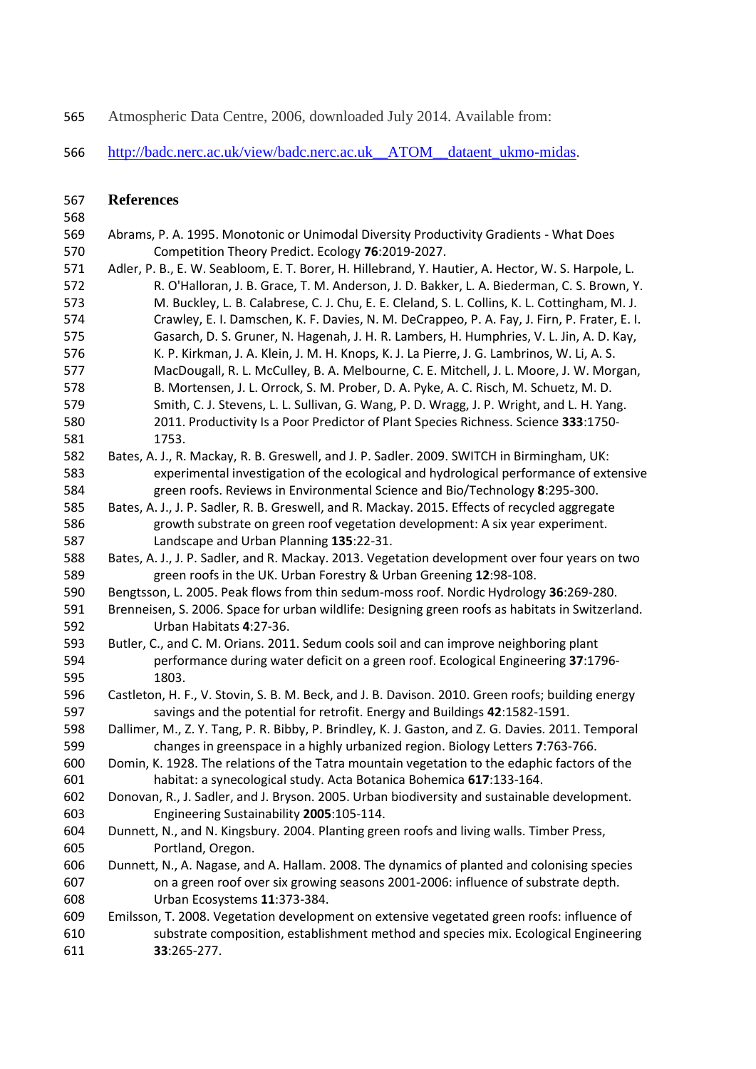Atmospheric Data Centre, 2006, downloaded July 2014. Available from:

http://badc.nerc.ac.uk/view/badc.nerc.ac.uk__ATOM__dataent_ukmo-midas.

## References

Abrams, P. A. 1995. Monotonic or Unimodal Diversity Productivity Gradients - What Does Competition Theory Predict. Ecology **76**:2019-2027.

Adler, P. B., E. W. Seabloom, E. T. Borer, H. Hillebrand, Y. Hautier, A. Hector, W. S. Harpole, L. R. O'Halloran, J. B. Grace, T. M. Anderson, J. D. Bakker, L. A. Biederman, C. S. Brown, Y. M. Buckley, L. B. Calabrese, C. J. Chu, E. E. Cleland, S. L. Collins, K. L. Cottingham, M. J. Crawley, E. I. Damschen, K. F. Davies, N. M. DeCrappeo, P. A. Fay, J. Firn, P. Frater, E. I. Gasarch, D. S. Gruner, N. Hagenah, J. H. R. Lambers, H. Humphries, V. L. Jin, A. D. Kay, K. P. Kirkman, J. A. Klein, J. M. H. Knops, K. J. La Pierre, J. G. Lambrinos, W. Li, A. S. MacDougall, R. L. McCulley, B. A. Melbourne, C. E. Mitchell, J. L. Moore, J. W. Morgan, B. Mortensen, J. L. Orrock, S. M. Prober, D. A. Pyke, A. C. Risch, M. Schuetz, M. D. Smith, C. J. Stevens, L. L. Sullivan, G. Wang, P. D. Wragg, J. P. Wright, and L. H. Yang. 2011. Productivity Is a Poor Predictor of Plant Species Richness. Science **333**:1750-1753.

Bates, A. J., R. Mackay, R. B. Greswell, and J. P. Sadler. 2009. SWITCH in Birmingham, UK: experimental investigation of the ecological and hydrological performance of extensive green roofs. Reviews in Environmental Science and Bio/Technology **8**:295-300.

Bates, A. J., J. P. Sadler, R. B. Greswell, and R. Mackay. 2015. Effects of recycled aggregate growth substrate on green roof vegetation development: A six year experiment. Landscape and Urban Planning **135**:22-31.

Bates, A. J., J. P. Sadler, and R. Mackay. 2013. Vegetation development over four years on two green roofs in the UK. Urban Forestry & Urban Greening **12**:98-108.

Bengtsson, L. 2005. Peak flows from thin sedum-moss roof. Nordic Hydrology **36**:269-280.

Brenneisen, S. 2006. Space for urban wildlife: Designing green roofs as habitats in Switzerland. Urban Habitats **4**:27-36.

Butler, C., and C. M. Orians. 2011. Sedum cools soil and can improve neighboring plant performance during water deficit on a green roof. Ecological Engineering **37**:1796-1803.

Castleton, H. F., V. Stovin, S. B. M. Beck, and J. B. Davison. 2010. Green roofs; building energy savings and the potential for retrofit. Energy and Buildings **42**:1582-1591.

Dallimer, M., Z. Y. Tang, P. R. Bibby, P. Brindley, K. J. Gaston, and Z. G. Davies. 2011. Temporal changes in greenspace in a highly urbanized region. Biology Letters **7**:763-766.

Domin, K. 1928. The relations of the Tatra mountain vegetation to the edaphic factors of the habitat: a synecological study. Acta Botanica Bohemica **617**:133-164.

Donovan, R., J. Sadler, and J. Bryson. 2005. Urban biodiversity and sustainable development. Engineering Sustainability **2005**:105-114.

Dunnett, N., and N. Kingsbury. 2004. Planting green roofs and living walls. Timber Press, Portland, Oregon.

Dunnett, N., A. Nagase, and A. Hallam. 2008. The dynamics of planted and colonising species on a green roof over six growing seasons 2001-2006: influence of substrate depth. Urban Ecosystems **11**:373-384.

Emilsson, T. 2008. Vegetation development on extensive vegetated green roofs: influence of substrate composition, establishment method and species mix. Ecological Engineering **33**:265-277.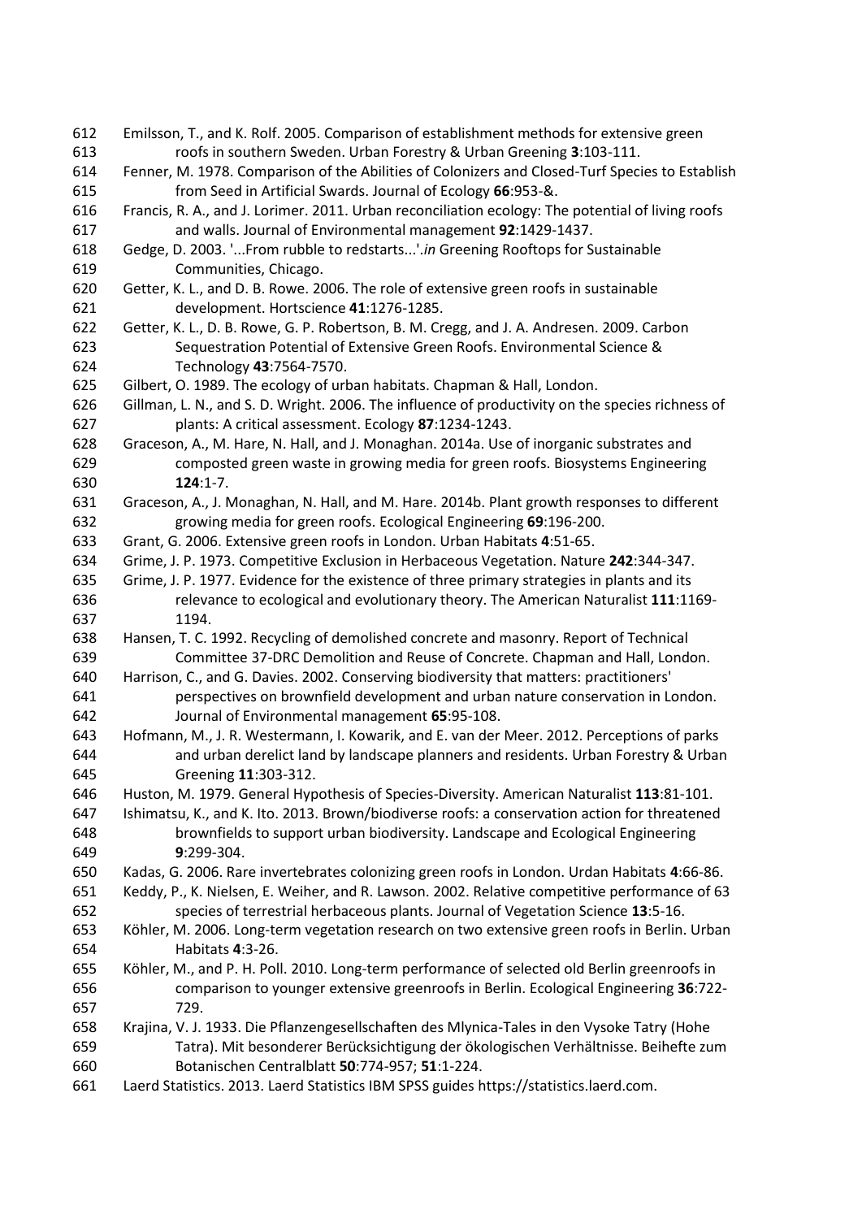Emilsson, T., and K. Rolf. 2005. Comparison of establishment methods for extensive green roofs in southern Sweden. Urban Forestry & Urban Greening **3**:103-111.

Fenner, M. 1978. Comparison of the Abilities of Colonizers and Closed-Turf Species to Establish from Seed in Artificial Swards. Journal of Ecology **66**:953-&.

Francis, R. A., and J. Lorimer. 2011. Urban reconciliation ecology: The potential of living roofs and walls. Journal of Environmental management **92**:1429-1437.

Gedge, D. 2003. '...From rubble to redstarts...'.*in* Greening Rooftops for Sustainable Communities, Chicago.

Getter, K. L., and D. B. Rowe. 2006. The role of extensive green roofs in sustainable development. Hortscience **41**:1276-1285.

Getter, K. L., D. B. Rowe, G. P. Robertson, B. M. Cregg, and J. A. Andresen. 2009. Carbon Sequestration Potential of Extensive Green Roofs. Environmental Science & Technology **43**:7564-7570.

Gilbert, O. 1989. The ecology of urban habitats. Chapman & Hall, London.

Gillman, L. N., and S. D. Wright. 2006. The influence of productivity on the species richness of plants: A critical assessment. Ecology **87**:1234-1243.

Graceson, A., M. Hare, N. Hall, and J. Monaghan. 2014a. Use of inorganic substrates and composted green waste in growing media for green roofs. Biosystems Engineering **124**:1-7.

Graceson, A., J. Monaghan, N. Hall, and M. Hare. 2014b. Plant growth responses to different growing media for green roofs. Ecological Engineering **69**:196-200.

Grant, G. 2006. Extensive green roofs in London. Urban Habitats **4**:51-65.

Grime, J. P. 1973. Competitive Exclusion in Herbaceous Vegetation. Nature **242**:344-347.

Grime, J. P. 1977. Evidence for the existence of three primary strategies in plants and its relevance to ecological and evolutionary theory. The American Naturalist **111**:1169-1194.

Hansen, T. C. 1992. Recycling of demolished concrete and masonry. Report of Technical Committee 37-DRC Demolition and Reuse of Concrete. Chapman and Hall, London.

Harrison, C., and G. Davies. 2002. Conserving biodiversity that matters: practitioners' perspectives on brownfield development and urban nature conservation in London. Journal of Environmental management **65**:95-108.

Hofmann, M., J. R. Westermann, I. Kowarik, and E. van der Meer. 2012. Perceptions of parks and urban derelict land by landscape planners and residents. Urban Forestry & Urban Greening **11**:303-312.

Huston, M. 1979. General Hypothesis of Species-Diversity. American Naturalist **113**:81-101.

Ishimatsu, K., and K. Ito. 2013. Brown/biodiverse roofs: a conservation action for threatened brownfields to support urban biodiversity. Landscape and Ecological Engineering **9**:299-304.

Kadas, G. 2006. Rare invertebrates colonizing green roofs in London. Urdan Habitats **4**:66-86.

Keddy, P., K. Nielsen, E. Weiher, and R. Lawson. 2002. Relative competitive performance of 63 species of terrestrial herbaceous plants. Journal of Vegetation Science **13**:5-16.

Köhler, M. 2006. Long-term vegetation research on two extensive green roofs in Berlin. Urban Habitats **4**:3-26.

Köhler, M., and P. H. Poll. 2010. Long-term performance of selected old Berlin greenroofs in comparison to younger extensive greenroofs in Berlin. Ecological Engineering **36**:722-729.

Krajina, V. J. 1933. Die Pflanzengesellschaften des Mlynica-Tales in den Vysoke Tatry (Hohe Tatra). Mit besonderer Berücksichtigung der ökologischen Verhältnisse. Beihefte zum Botanischen Centralblatt **50**:774-957; **51**:1-224.

Laerd Statistics. 2013. Laerd Statistics IBM SPSS guides https://statistics.laerd.com.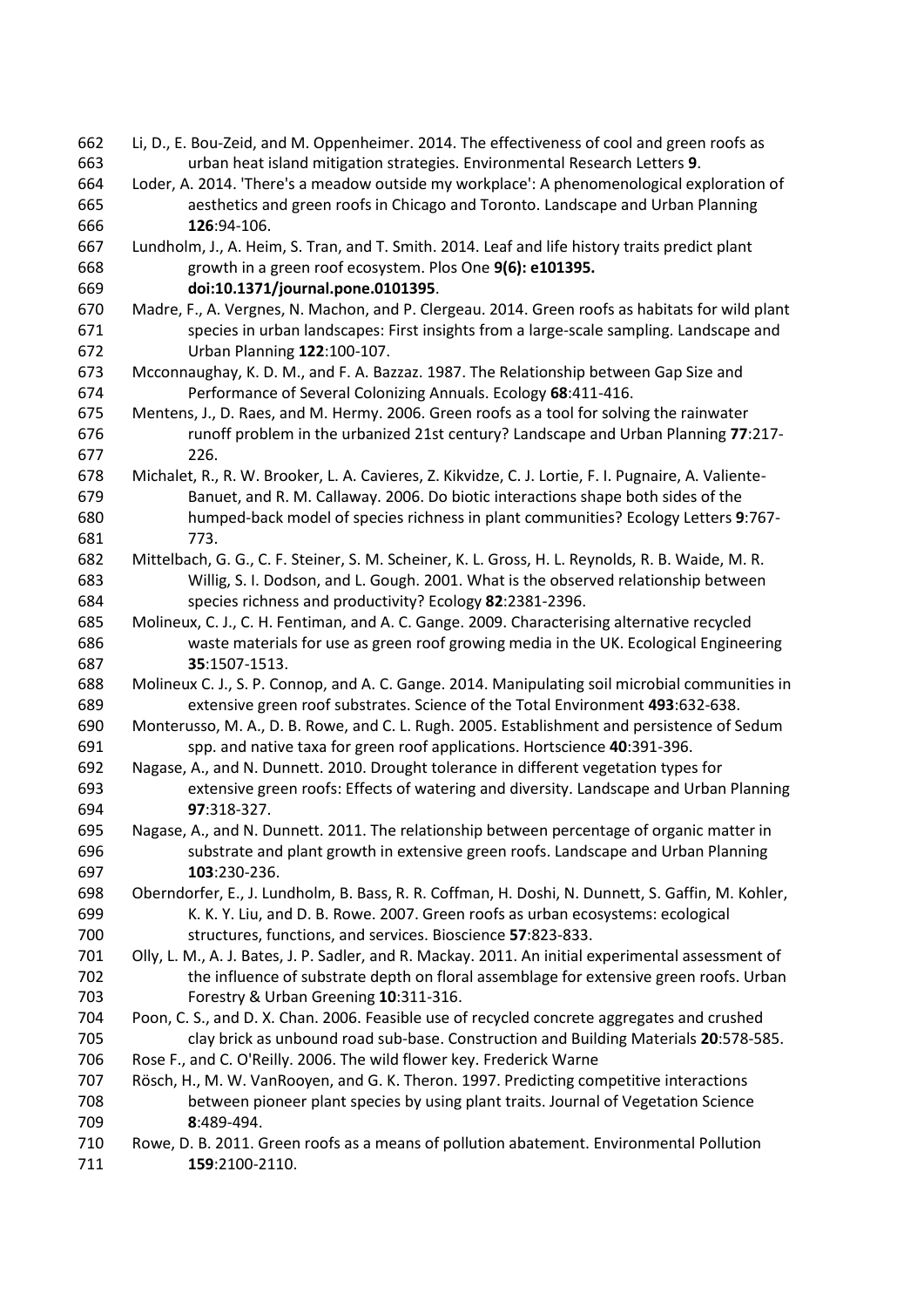Li, D., E. Bou-Zeid, and M. Oppenheimer. 2014. The effectiveness of cool and green roofs as urban heat island mitigation strategies. Environmental Research Letters **9**.

Loder, A. 2014. 'There's a meadow outside my workplace': A phenomenological exploration of aesthetics and green roofs in Chicago and Toronto. Landscape and Urban Planning **126**:94-106.

Lundholm, J., A. Heim, S. Tran, and T. Smith. 2014. Leaf and life history traits predict plant growth in a green roof ecosystem. Plos One **9(6): e101395. doi:10.1371/journal.pone.0101395**.

Madre, F., A. Vergnes, N. Machon, and P. Clergeau. 2014. Green roofs as habitats for wild plant species in urban landscapes: First insights from a large-scale sampling. Landscape and Urban Planning **122**:100-107.

Mcconnaughay, K. D. M., and F. A. Bazzaz. 1987. The Relationship between Gap Size and Performance of Several Colonizing Annuals. Ecology **68**:411-416.

Mentens, J., D. Raes, and M. Hermy. 2006. Green roofs as a tool for solving the rainwater runoff problem in the urbanized 21st century? Landscape and Urban Planning **77**:217-226.

Michalet, R., R. W. Brooker, L. A. Cavieres, Z. Kikvidze, C. J. Lortie, F. I. Pugnaire, A. Valiente-Banuet, and R. M. Callaway. 2006. Do biotic interactions shape both sides of the humped-back model of species richness in plant communities? Ecology Letters **9**:767-773.

Mittelbach, G. G., C. F. Steiner, S. M. Scheiner, K. L. Gross, H. L. Reynolds, R. B. Waide, M. R. Willig, S. I. Dodson, and L. Gough. 2001. What is the observed relationship between species richness and productivity? Ecology **82**:2381-2396.

Molineux, C. J., C. H. Fentiman, and A. C. Gange. 2009. Characterising alternative recycled waste materials for use as green roof growing media in the UK. Ecological Engineering **35**:1507-1513.

Molineux C. J., S. P. Connop, and A. C. Gange. 2014. Manipulating soil microbial communities in extensive green roof substrates. Science of the Total Environment **493**:632-638.

Monterusso, M. A., D. B. Rowe, and C. L. Rugh. 2005. Establishment and persistence of Sedum spp. and native taxa for green roof applications. Hortscience **40**:391-396.

Nagase, A., and N. Dunnett. 2010. Drought tolerance in different vegetation types for extensive green roofs: Effects of watering and diversity. Landscape and Urban Planning **97**:318-327.

Nagase, A., and N. Dunnett. 2011. The relationship between percentage of organic matter in substrate and plant growth in extensive green roofs. Landscape and Urban Planning **103**:230-236.

Oberndorfer, E., J. Lundholm, B. Bass, R. R. Coffman, H. Doshi, N. Dunnett, S. Gaffin, M. Kohler, K. K. Y. Liu, and D. B. Rowe. 2007. Green roofs as urban ecosystems: ecological structures, functions, and services. Bioscience **57**:823-833.

Olly, L. M., A. J. Bates, J. P. Sadler, and R. Mackay. 2011. An initial experimental assessment of the influence of substrate depth on floral assemblage for extensive green roofs. Urban Forestry & Urban Greening **10**:311-316.

Poon, C. S., and D. X. Chan. 2006. Feasible use of recycled concrete aggregates and crushed clay brick as unbound road sub-base. Construction and Building Materials **20**:578-585.

Rose F., and C. O'Reilly. 2006. The wild flower key. Frederick Warne

Rösch, H., M. W. VanRooyen, and G. K. Theron. 1997. Predicting competitive interactions between pioneer plant species by using plant traits. Journal of Vegetation Science **8**:489-494.

Rowe, D. B. 2011. Green roofs as a means of pollution abatement. Environmental Pollution **159**:2100-2110.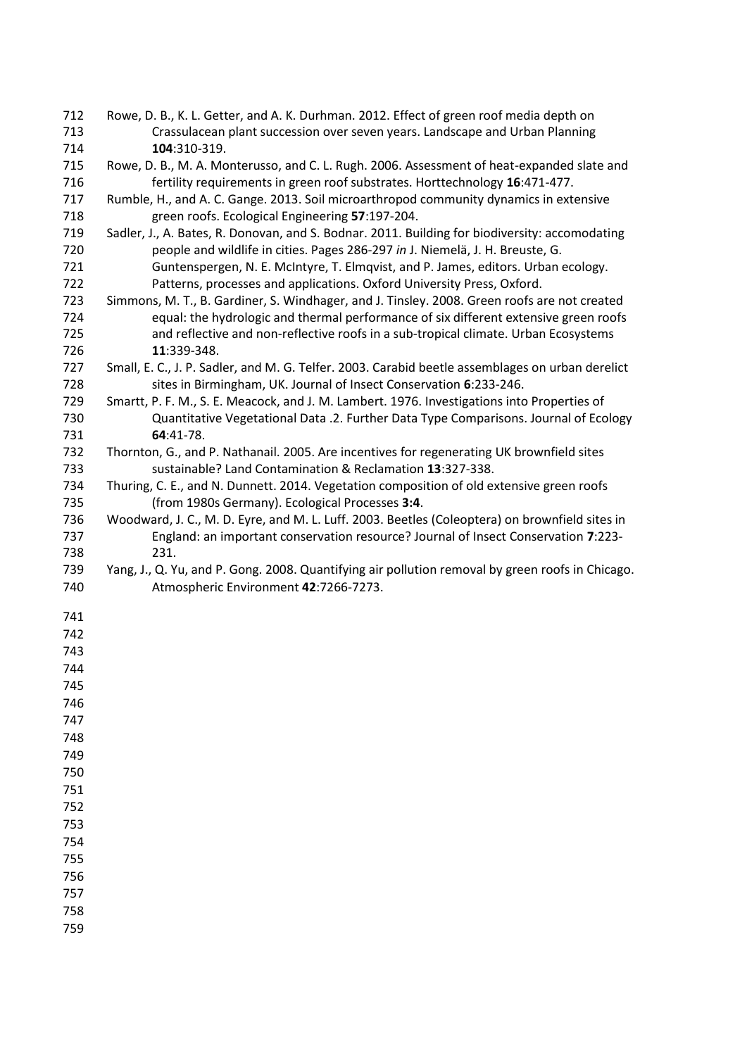Rowe, D. B., K. L. Getter, and A. K. Durhman. 2012. Effect of green roof media depth on Crassulacean plant succession over seven years. Landscape and Urban Planning **104**:310-319.

Rowe, D. B., M. A. Monterusso, and C. L. Rugh. 2006. Assessment of heat-expanded slate and fertility requirements in green roof substrates. Horttechnology **16**:471-477.

Rumble, H., and A. C. Gange. 2013. Soil microarthropod community dynamics in extensive green roofs. Ecological Engineering **57**:197-204.

Sadler, J., A. Bates, R. Donovan, and S. Bodnar. 2011. Building for biodiversity: accomodating people and wildlife in cities. Pages 286-297 *in* J. Niemelä, J. H. Breuste, G. Guntenspergen, N. E. McIntyre, T. Elmqvist, and P. James, editors. Urban ecology. Patterns, processes and applications. Oxford University Press, Oxford.

Simmons, M. T., B. Gardiner, S. Windhager, and J. Tinsley. 2008. Green roofs are not created equal: the hydrologic and thermal performance of six different extensive green roofs and reflective and non-reflective roofs in a sub-tropical climate. Urban Ecosystems **11**:339-348.

Small, E. C., J. P. Sadler, and M. G. Telfer. 2003. Carabid beetle assemblages on urban derelict sites in Birmingham, UK. Journal of Insect Conservation **6**:233-246.

Smartt, P. F. M., S. E. Meacock, and J. M. Lambert. 1976. Investigations into Properties of Quantitative Vegetational Data .2. Further Data Type Comparisons. Journal of Ecology **64**:41-78.

Thornton, G., and P. Nathanail. 2005. Are incentives for regenerating UK brownfield sites sustainable? Land Contamination & Reclamation **13**:327-338.

Thuring, C. E., and N. Dunnett. 2014. Vegetation composition of old extensive green roofs (from 1980s Germany). Ecological Processes **3:4**.

Woodward, J. C., M. D. Eyre, and M. L. Luff. 2003. Beetles (Coleoptera) on brownfield sites in England: an important conservation resource? Journal of Insect Conservation **7**:223-231.

Yang, J., Q. Yu, and P. Gong. 2008. Quantifying air pollution removal by green roofs in Chicago. Atmospheric Environment **42**:7266-7273.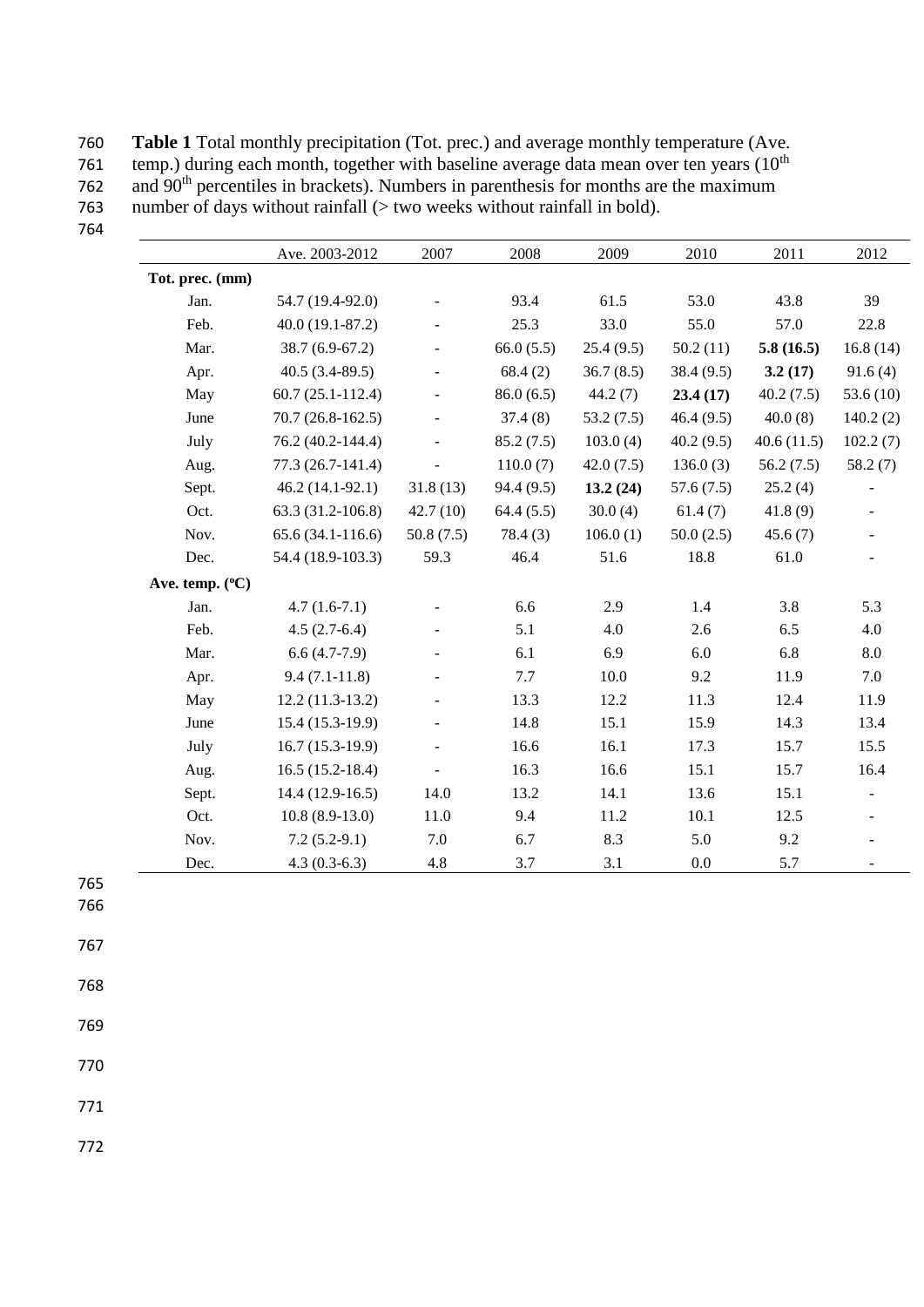**Table 1** Total monthly precipitation (Tot. prec.) and average monthly temperature (Ave. temp.) during each month, together with baseline average data mean over ten years (10[th] and 90[th] percentiles in brackets). Numbers in parenthesis for months are the maximum number of days without rainfall (> two weeks without rainfall in bold).

| | Ave. 2003-2012 | 2007 | 2008 | 2009 | 2010 | 2011 | 2012 |
|---|---|---|---|---|---|---|---|
| **Tot. prec. (mm)** | | | | | | | |
| Jan. | 54.7 (19.4-92.0) | - | 93.4 | 61.5 | 53.0 | 43.8 | 39 |
| Feb. | 40.0 (19.1-87.2) | - | 25.3 | 33.0 | 55.0 | 57.0 | 22.8 |
| Mar. | 38.7 (6.9-67.2) | - | 66.0 (5.5) | 25.4 (9.5) | 50.2 (11) | **5.8 (16.5)** | 16.8 (14) |
| Apr. | 40.5 (3.4-89.5) | - | 68.4 (2) | 36.7 (8.5) | 38.4 (9.5) | **3.2 (17)** | 91.6 (4) |
| May | 60.7 (25.1-112.4) | - | 86.0 (6.5) | 44.2 (7) | **23.4 (17)** | 40.2 (7.5) | 53.6 (10) |
| June | 70.7 (26.8-162.5) | - | 37.4 (8) | 53.2 (7.5) | 46.4 (9.5) | 40.0 (8) | 140.2 (2) |
| July | 76.2 (40.2-144.4) | - | 85.2 (7.5) | 103.0 (4) | 40.2 (9.5) | 40.6 (11.5) | 102.2 (7) |
| Aug. | 77.3 (26.7-141.4) | - | 110.0 (7) | 42.0 (7.5) | 136.0 (3) | 56.2 (7.5) | 58.2 (7) |
| Sept. | 46.2 (14.1-92.1) | 31.8 (13) | 94.4 (9.5) | **13.2 (24)** | 57.6 (7.5) | 25.2 (4) | - |
| Oct. | 63.3 (31.2-106.8) | 42.7 (10) | 64.4 (5.5) | 30.0 (4) | 61.4 (7) | 41.8 (9) | - |
| Nov. | 65.6 (34.1-116.6) | 50.8 (7.5) | 78.4 (3) | 106.0 (1) | 50.0 (2.5) | 45.6 (7) | - |
| Dec. | 54.4 (18.9-103.3) | 59.3 | 46.4 | 51.6 | 18.8 | 61.0 | - |
| **Ave. temp. (ºC)** | | | | | | | |
| Jan. | 4.7 (1.6-7.1) | - | 6.6 | 2.9 | 1.4 | 3.8 | 5.3 |
| Feb. | 4.5 (2.7-6.4) | - | 5.1 | 4.0 | 2.6 | 6.5 | 4.0 |
| Mar. | 6.6 (4.7-7.9) | - | 6.1 | 6.9 | 6.0 | 6.8 | 8.0 |
| Apr. | 9.4 (7.1-11.8) | - | 7.7 | 10.0 | 9.2 | 11.9 | 7.0 |
| May | 12.2 (11.3-13.2) | - | 13.3 | 12.2 | 11.3 | 12.4 | 11.9 |
| June | 15.4 (15.3-19.9) | - | 14.8 | 15.1 | 15.9 | 14.3 | 13.4 |
| July | 16.7 (15.3-19.9) | - | 16.6 | 16.1 | 17.3 | 15.7 | 15.5 |
| Aug. | 16.5 (15.2-18.4) | - | 16.3 | 16.6 | 15.1 | 15.7 | 16.4 |
| Sept. | 14.4 (12.9-16.5) | 14.0 | 13.2 | 14.1 | 13.6 | 15.1 | - |
| Oct. | 10.8 (8.9-13.0) | 11.0 | 9.4 | 11.2 | 10.1 | 12.5 | - |
| Nov. | 7.2 (5.2-9.1) | 7.0 | 6.7 | 8.3 | 5.0 | 9.2 | - |
| Dec. | 4.3 (0.3-6.3) | 4.8 | 3.7 | 3.1 | 0.0 | 5.7 | - |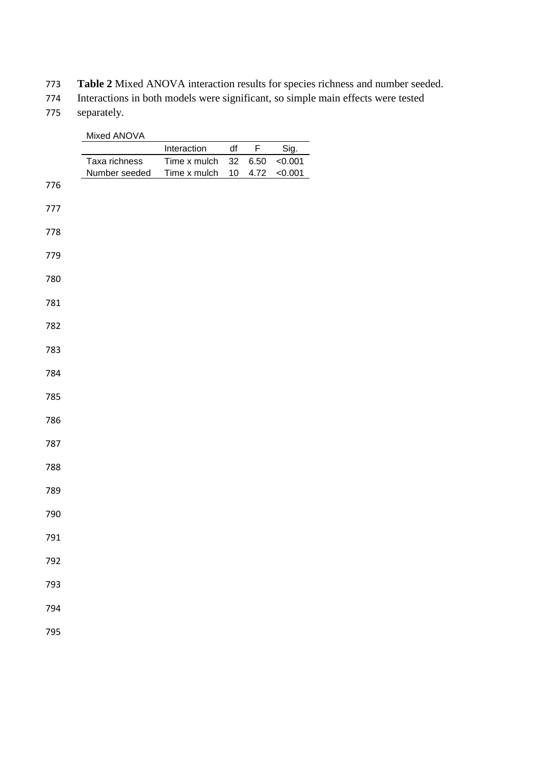**Table 2** Mixed ANOVA interaction results for species richness and number seeded. Interactions in both models were significant, so simple main effects were tested separately.

Mixed ANOVA

| | Interaction | df | F | Sig. |
|---|---|---|---|---|
| Taxa richness | Time x mulch | 32 | 6.50 | <0.001 |
| Number seeded | Time x mulch | 10 | 4.72 | <0.001 |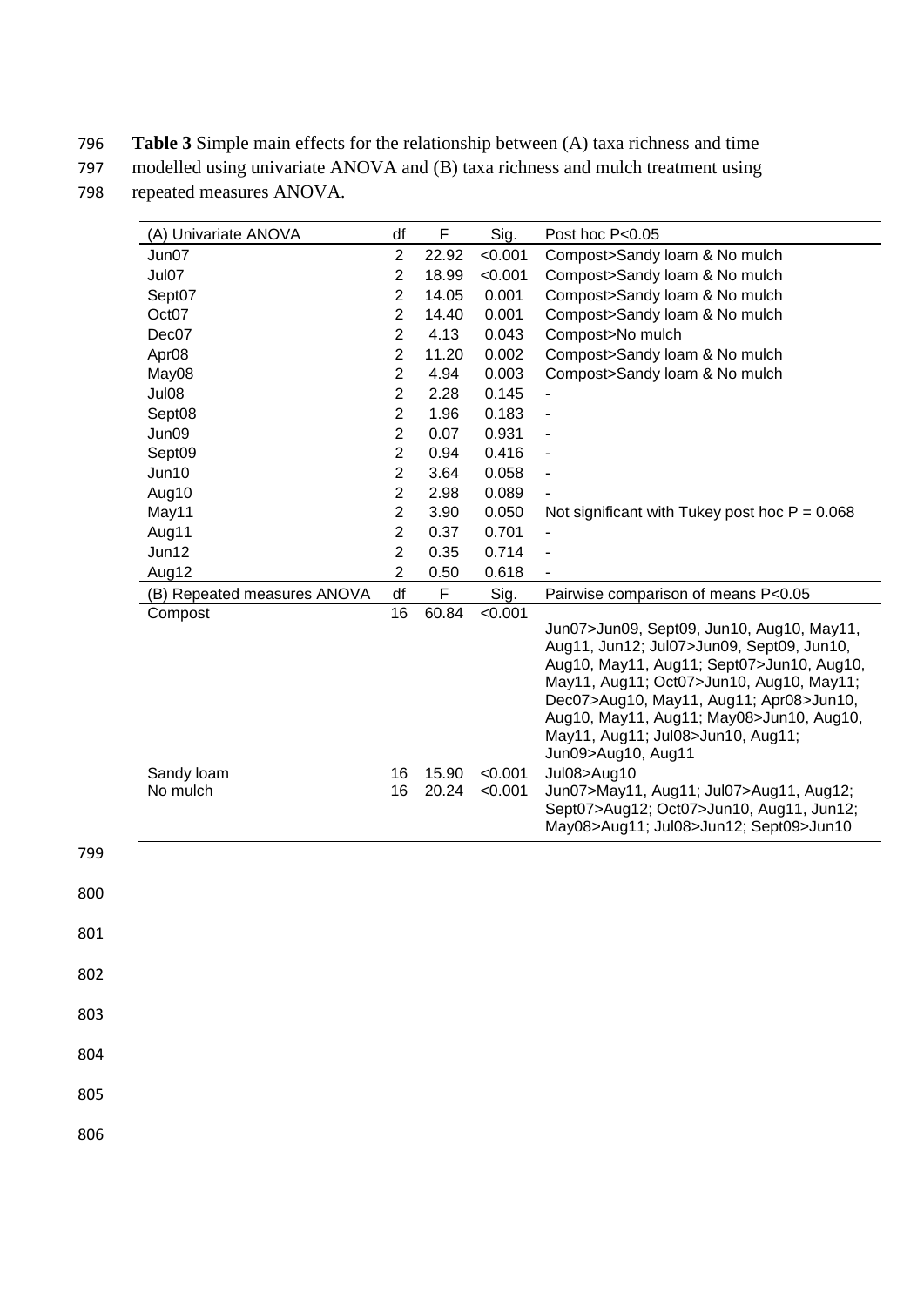**Table 3** Simple main effects for the relationship between (A) taxa richness and time modelled using univariate ANOVA and (B) taxa richness and mulch treatment using repeated measures ANOVA.

| (A) Univariate ANOVA | df | F | Sig. | Post hoc P<0.05 |
|---|---|---|---|---|
| Jun07 | 2 | 22.92 | <0.001 | Compost>Sandy loam & No mulch |
| Jul07 | 2 | 18.99 | <0.001 | Compost>Sandy loam & No mulch |
| Sept07 | 2 | 14.05 | 0.001 | Compost>Sandy loam & No mulch |
| Oct07 | 2 | 14.40 | 0.001 | Compost>Sandy loam & No mulch |
| Dec07 | 2 | 4.13 | 0.043 | Compost>No mulch |
| Apr08 | 2 | 11.20 | 0.002 | Compost>Sandy loam & No mulch |
| May08 | 2 | 4.94 | 0.003 | Compost>Sandy loam & No mulch |
| Jul08 | 2 | 2.28 | 0.145 | - |
| Sept08 | 2 | 1.96 | 0.183 | - |
| Jun09 | 2 | 0.07 | 0.931 | - |
| Sept09 | 2 | 0.94 | 0.416 | - |
| Jun10 | 2 | 3.64 | 0.058 | - |
| Aug10 | 2 | 2.98 | 0.089 | - |
| May11 | 2 | 3.90 | 0.050 | Not significant with Tukey post hoc P = 0.068 |
| Aug11 | 2 | 0.37 | 0.701 | - |
| Jun12 | 2 | 0.35 | 0.714 | - |
| Aug12 | 2 | 0.50 | 0.618 | - |
| **(B) Repeated measures ANOVA** | **df** | **F** | **Sig.** | **Pairwise comparison of means P<0.05** |
| Compost | 16 | 60.84 | <0.001 | Jun07>Jun09, Sept09, Jun10, Aug10, May11, Aug11, Jun12; Jul07>Jun09, Sept09, Jun10, Aug10, May11, Aug11; Sept07>Jun10, Aug10, May11, Aug11; Oct07>Jun10, Aug10, May11; Dec07>Aug10, May11, Aug11; Apr08>Jun10, Aug10, May11, Aug11; May08>Jun10, Aug10, May11, Aug11; Jul08>Jun10, Aug11; Jun09>Aug10, Aug11 |
| Sandy loam | 16 | 15.90 | <0.001 | Jul08>Aug10 |
| No mulch | 16 | 20.24 | <0.001 | Jun07>May11, Aug11; Jul07>Aug11, Aug12; Sept07>Aug12; Oct07>Jun10, Aug11, Jun12; May08>Aug11; Jul08>Jun12; Sept09>Jun10 |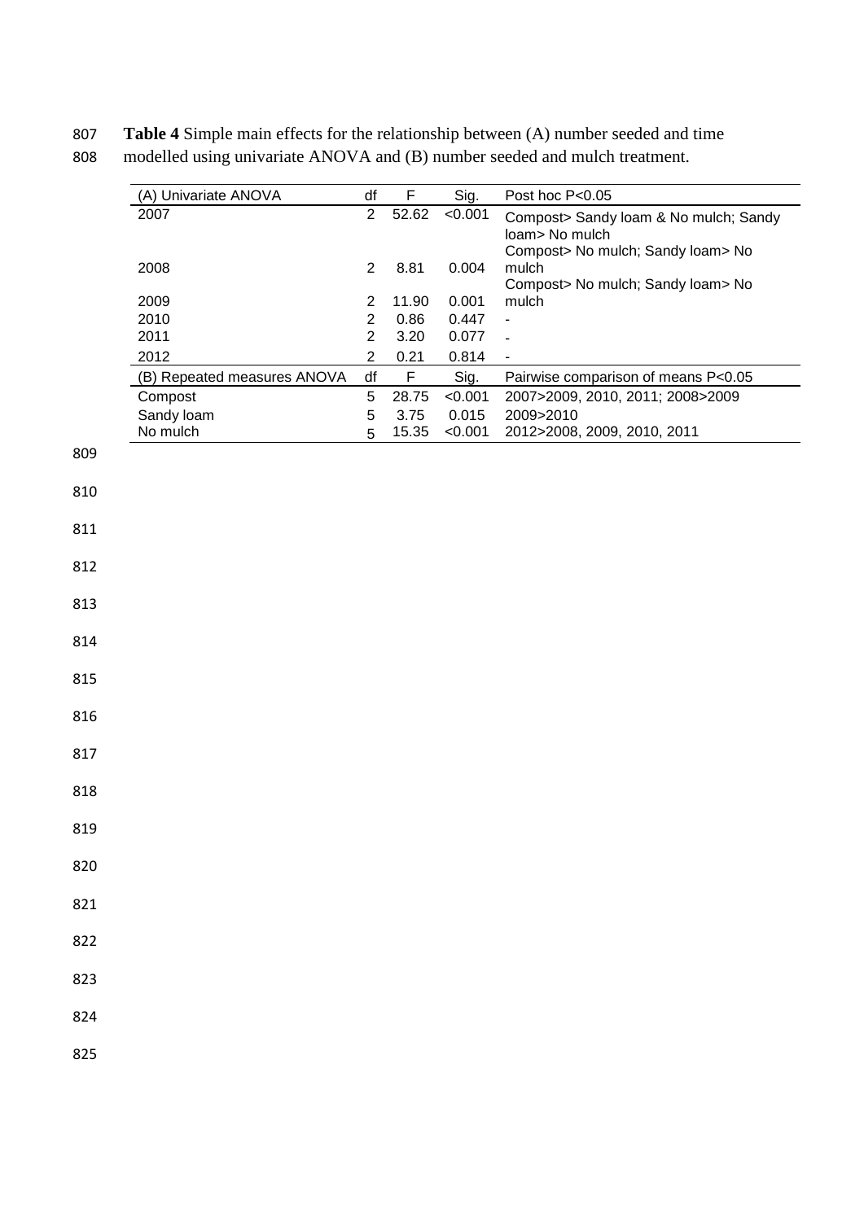**Table 4** Simple main effects for the relationship between (A) number seeded and time modelled using univariate ANOVA and (B) number seeded and mulch treatment.

| (A) Univariate ANOVA | df | F | Sig. | Post hoc P<0.05 |
|---|---|---|---|---|
| 2007 | 2 | 52.62 | <0.001 | Compost> Sandy loam & No mulch; Sandy loam> No mulch |
| 2008 | 2 | 8.81 | 0.004 | Compost> No mulch; Sandy loam> No mulch |
| 2009 | 2 | 11.90 | 0.001 | Compost> No mulch; Sandy loam> No mulch |
| 2010 | 2 | 0.86 | 0.447 | - |
| 2011 | 2 | 3.20 | 0.077 | - |
| 2012 | 2 | 0.21 | 0.814 | - |
| **(B) Repeated measures ANOVA** | **df** | **F** | **Sig.** | **Pairwise comparison of means P<0.05** |
| Compost | 5 | 28.75 | <0.001 | 2007>2009, 2010, 2011; 2008>2009 |
| Sandy loam | 5 | 3.75 | 0.015 | 2009>2010 |
| No mulch | 5 | 15.35 | <0.001 | 2012>2008, 2009, 2010, 2011 |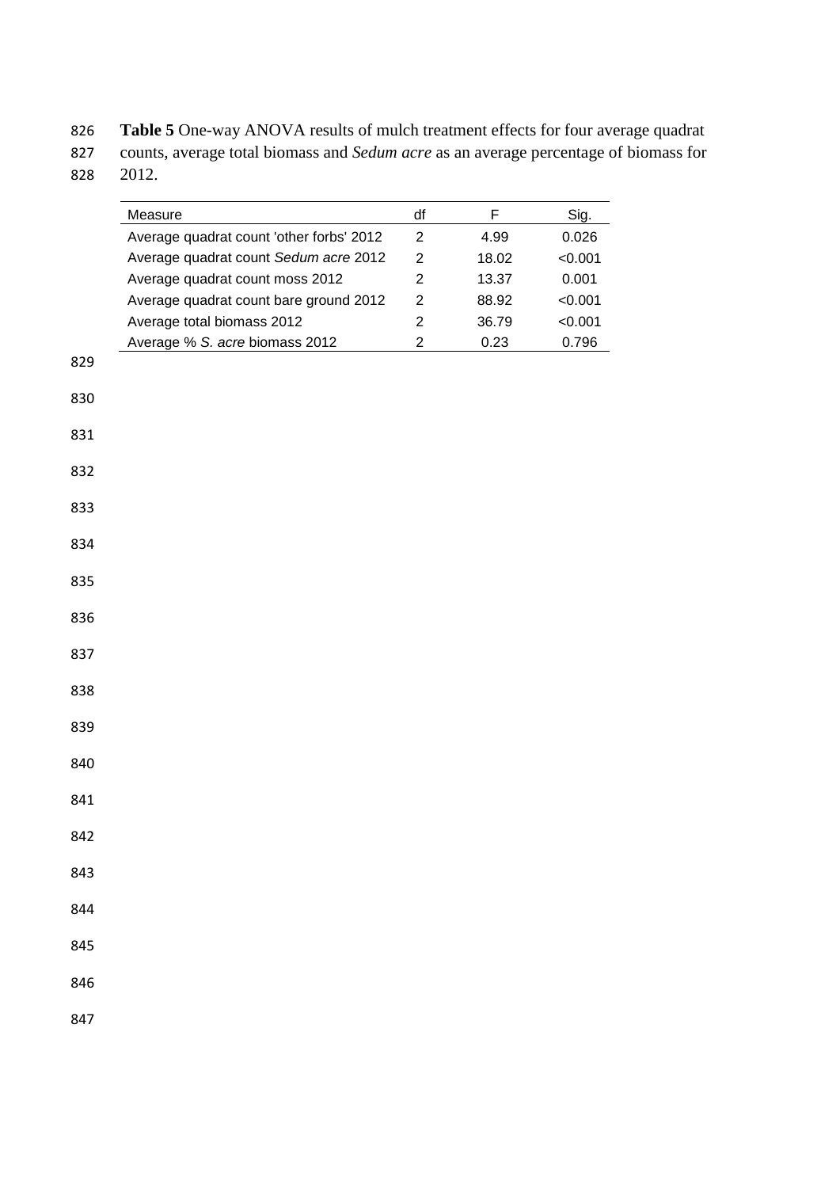**Table 5** One-way ANOVA results of mulch treatment effects for four average quadrat counts, average total biomass and *Sedum acre* as an average percentage of biomass for 2012.

| Measure | df | F | Sig. |
|---|---|---|---|
| Average quadrat count 'other forbs' 2012 | 2 | 4.99 | 0.026 |
| Average quadrat count *Sedum acre* 2012 | 2 | 18.02 | <0.001 |
| Average quadrat count moss 2012 | 2 | 13.37 | 0.001 |
| Average quadrat count bare ground 2012 | 2 | 88.92 | <0.001 |
| Average total biomass 2012 | 2 | 36.79 | <0.001 |
| Average % *S. acre* biomass 2012 | 2 | 0.23 | 0.796 |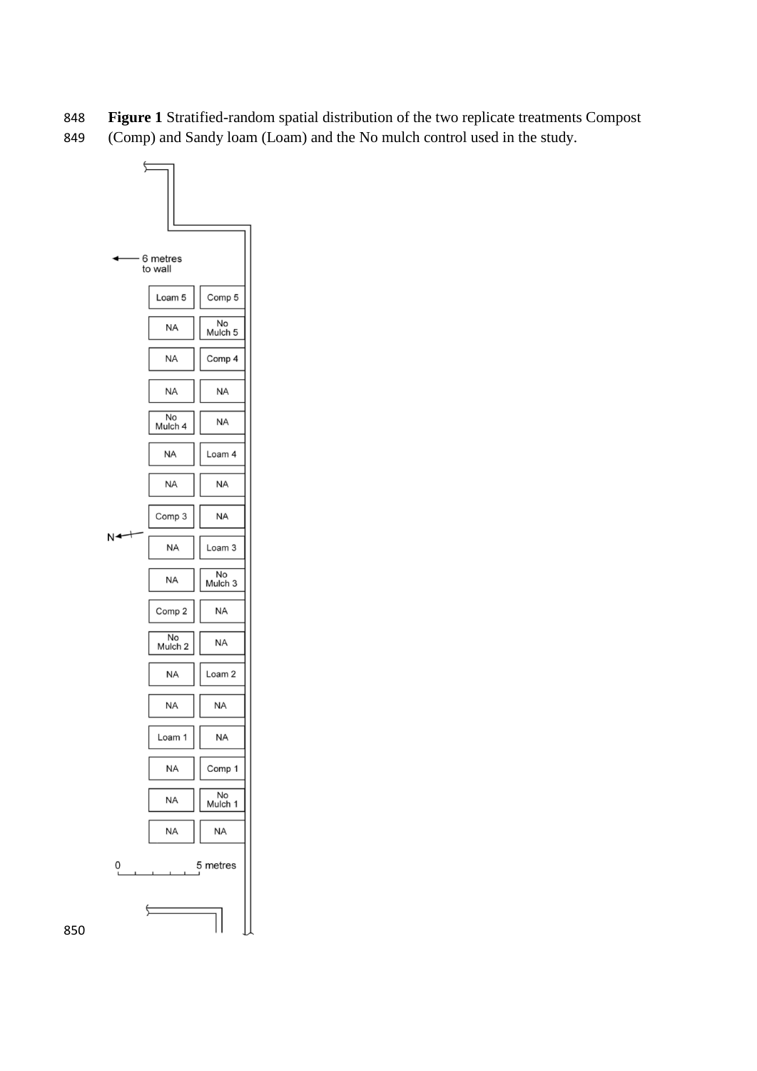**Figure 1** Stratified-random spatial distribution of the two replicate treatments Compost (Comp) and Sandy loam (Loam) and the No mulch control used in the study.

6 metres to wall

| | |
|---|---|
| Loam 5 | Comp 5 |
| NA | No Mulch 5 |
| NA | Comp 4 |
| NA | NA |
| No Mulch 4 | NA |
| NA | Loam 4 |
| NA | NA |
| Comp 3 | NA |
| NA | Loam 3 |
| NA | No Mulch 3 |
| Comp 2 | NA |
| No Mulch 2 | NA |
| NA | Loam 2 |
| NA | NA |
| Loam 1 | NA |
| NA | Comp 1 |
| NA | No Mulch 1 |
| NA | NA |

N

0 5 metres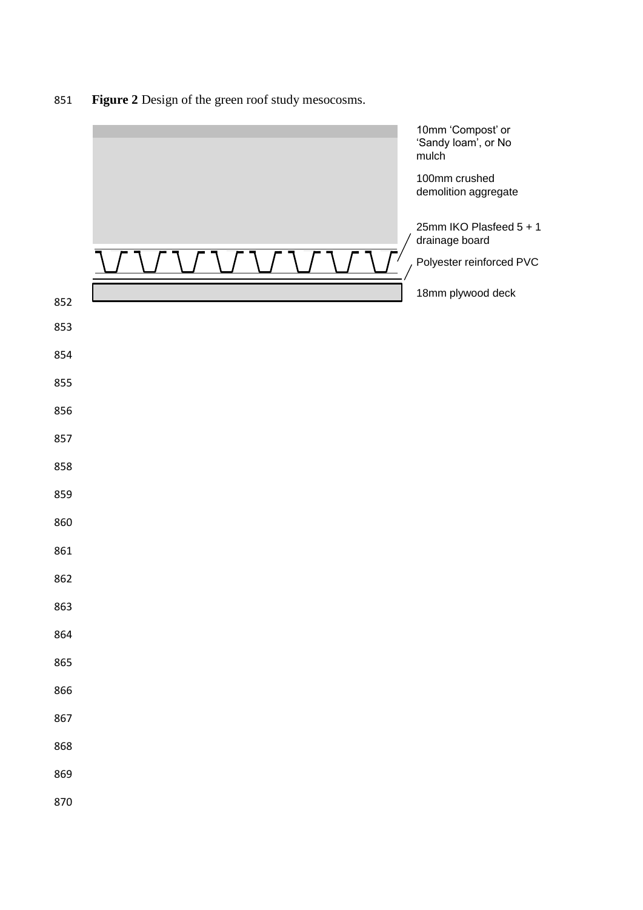**Figure 2** Design of the green roof study mesocosms.

10mm 'Compost' or 'Sandy loam', or No mulch

100mm crushed demolition aggregate

25mm IKO Plasfeed 5 + 1 drainage board

Polyester reinforced PVC

18mm plywood deck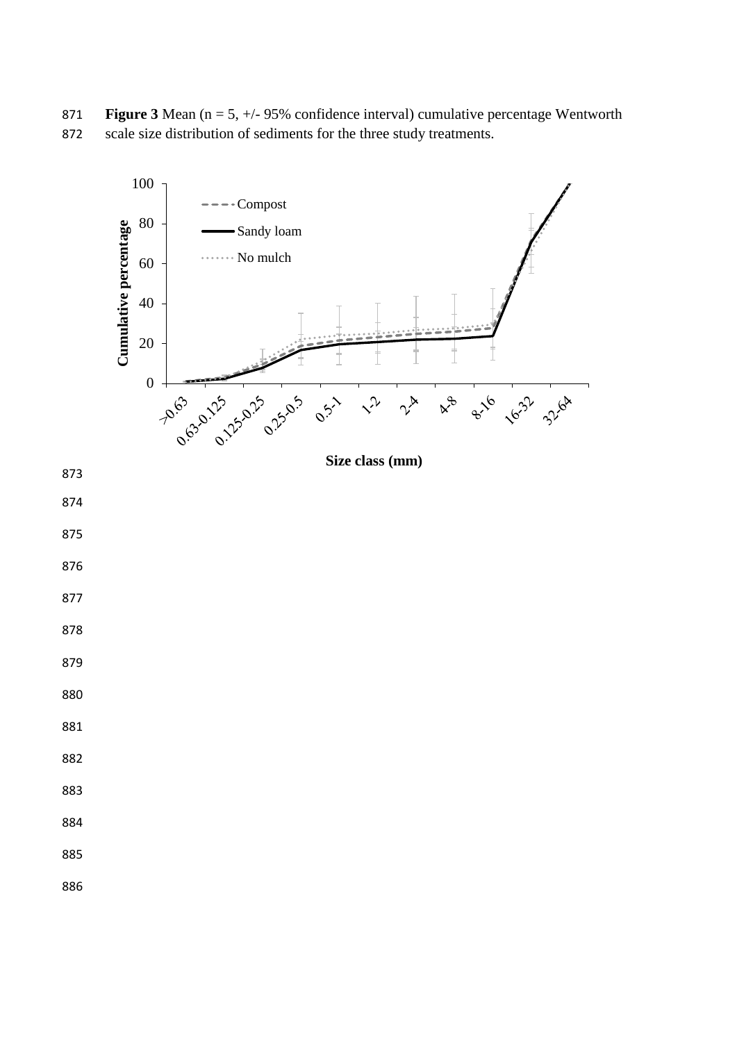**Figure 3** Mean (n = 5, +/- 95% confidence interval) cumulative percentage Wentworth scale size distribution of sediments for the three study treatments.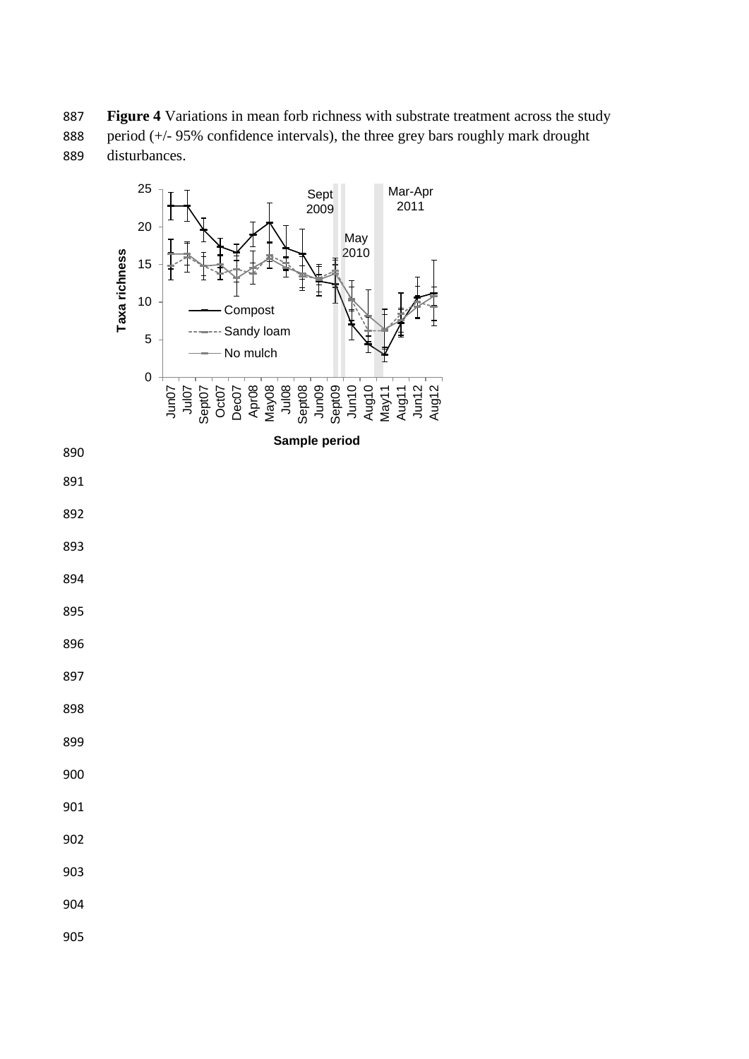**Figure 4** Variations in mean forb richness with substrate treatment across the study period (+/- 95% confidence intervals), the three grey bars roughly mark drought disturbances.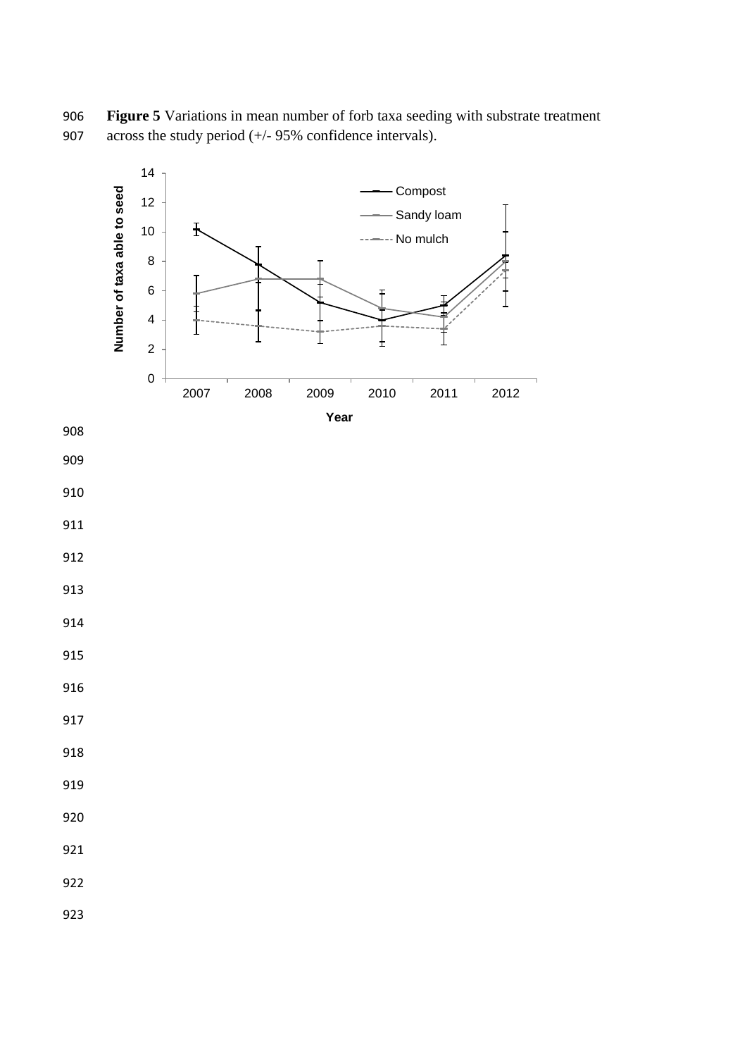**Figure 5** Variations in mean number of forb taxa seeding with substrate treatment across the study period (+/- 95% confidence intervals).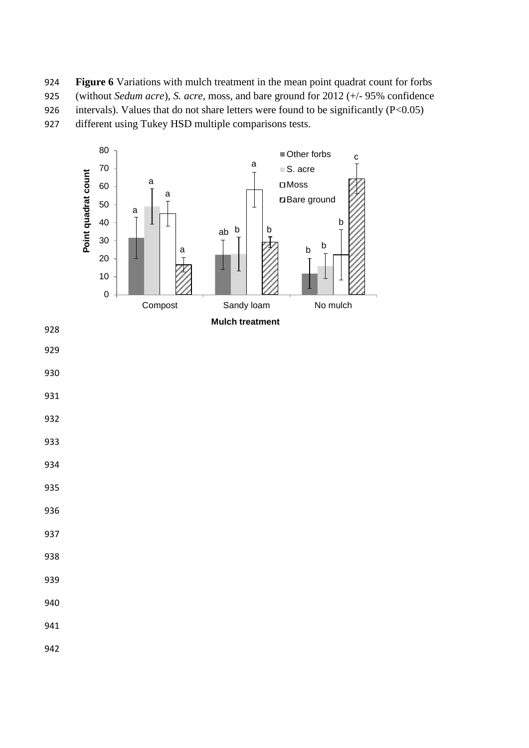**Figure 6** Variations with mulch treatment in the mean point quadrat count for forbs (without *Sedum acre*), *S. acre*, moss, and bare ground for 2012 (+/- 95% confidence intervals). Values that do not share letters were found to be significantly ($P<0.05$) different using Tukey HSD multiple comparisons tests.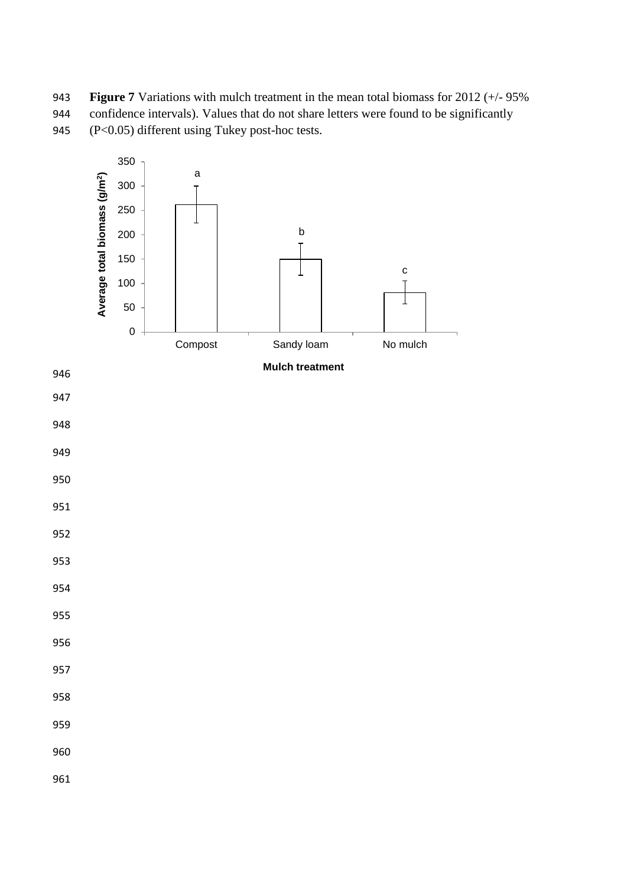**Figure 7** Variations with mulch treatment in the mean total biomass for 2012 (+/- 95% confidence intervals). Values that do not share letters were found to be significantly (P<0.05) different using Tukey post-hoc tests.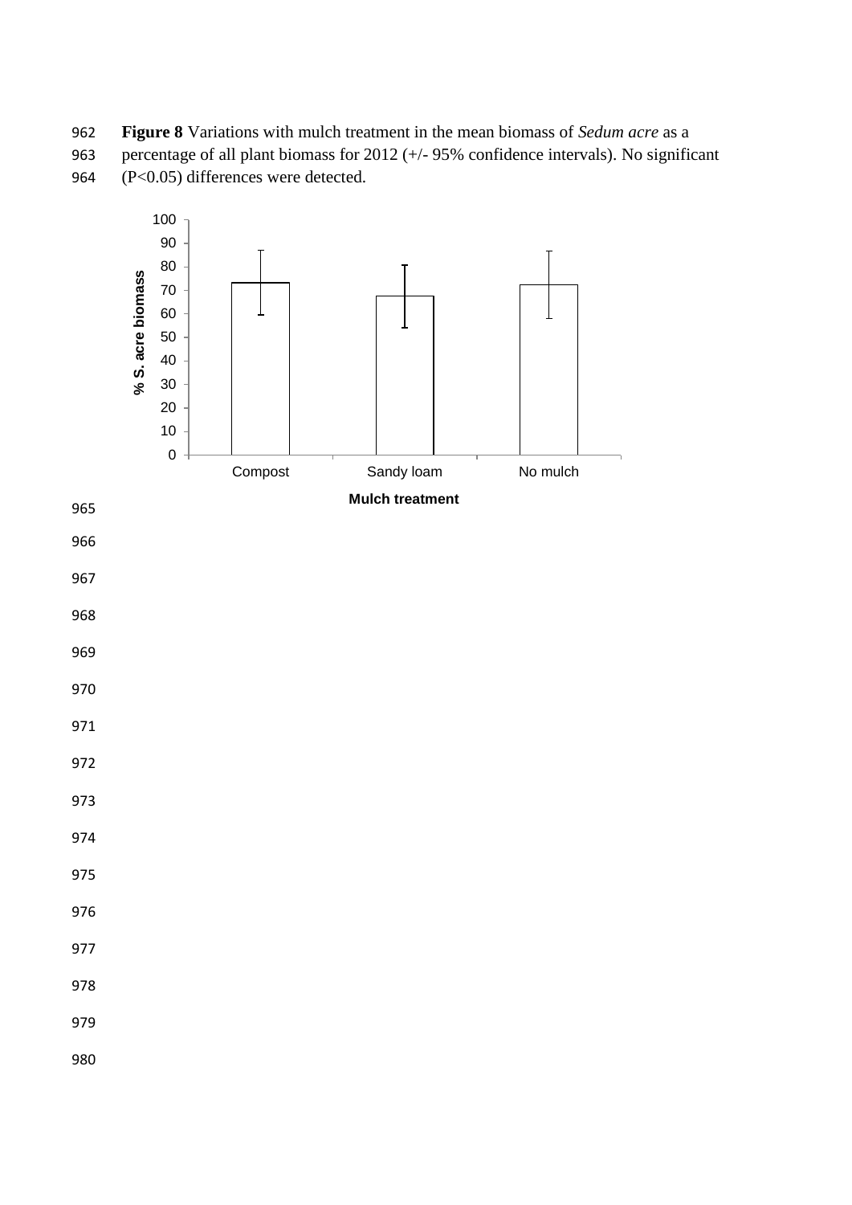**Figure 8** Variations with mulch treatment in the mean biomass of *Sedum acre* as a percentage of all plant biomass for 2012 (+/- 95% confidence intervals). No significant ($P<0.05$) differences were detected.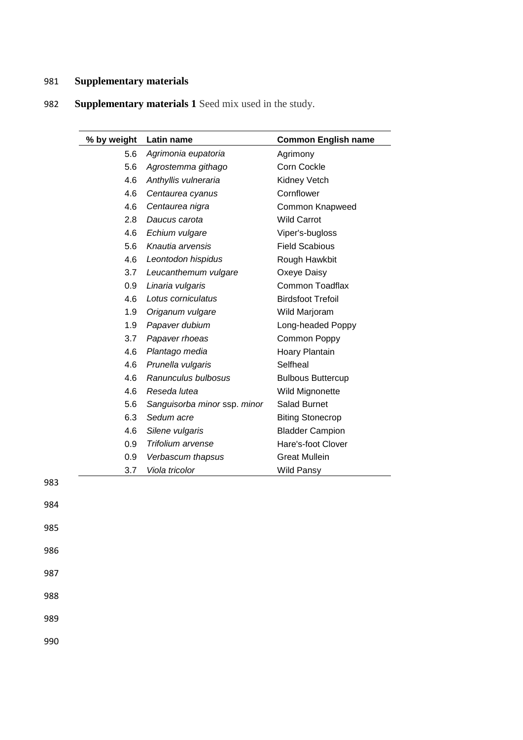# Supplementary materials

**Supplementary materials 1** Seed mix used in the study.

| % by weight | Latin name | Common English name |
|---|---|---|
| 5.6 | *Agrimonia eupatoria* | Agrimony |
| 5.6 | *Agrostemma githago* | Corn Cockle |
| 4.6 | *Anthyllis vulneraria* | Kidney Vetch |
| 4.6 | *Centaurea cyanus* | Cornflower |
| 4.6 | *Centaurea nigra* | Common Knapweed |
| 2.8 | *Daucus carota* | Wild Carrot |
| 4.6 | *Echium vulgare* | Viper's-bugloss |
| 5.6 | *Knautia arvensis* | Field Scabious |
| 4.6 | *Leontodon hispidus* | Rough Hawkbit |
| 3.7 | *Leucanthemum vulgare* | Oxeye Daisy |
| 0.9 | *Linaria vulgaris* | Common Toadflax |
| 4.6 | *Lotus corniculatus* | Birdsfoot Trefoil |
| 1.9 | *Origanum vulgare* | Wild Marjoram |
| 1.9 | *Papaver dubium* | Long-headed Poppy |
| 3.7 | *Papaver rhoeas* | Common Poppy |
| 4.6 | *Plantago media* | Hoary Plantain |
| 4.6 | *Prunella vulgaris* | Selfheal |
| 4.6 | *Ranunculus bulbosus* | Bulbous Buttercup |
| 4.6 | *Reseda lutea* | Wild Mignonette |
| 5.6 | *Sanguisorba minor* ssp. *minor* | Salad Burnet |
| 6.3 | *Sedum acre* | Biting Stonecrop |
| 4.6 | *Silene vulgaris* | Bladder Campion |
| 0.9 | *Trifolium arvense* | Hare's-foot Clover |
| 0.9 | *Verbascum thapsus* | Great Mullein |
| 3.7 | *Viola tricolor* | Wild Pansy |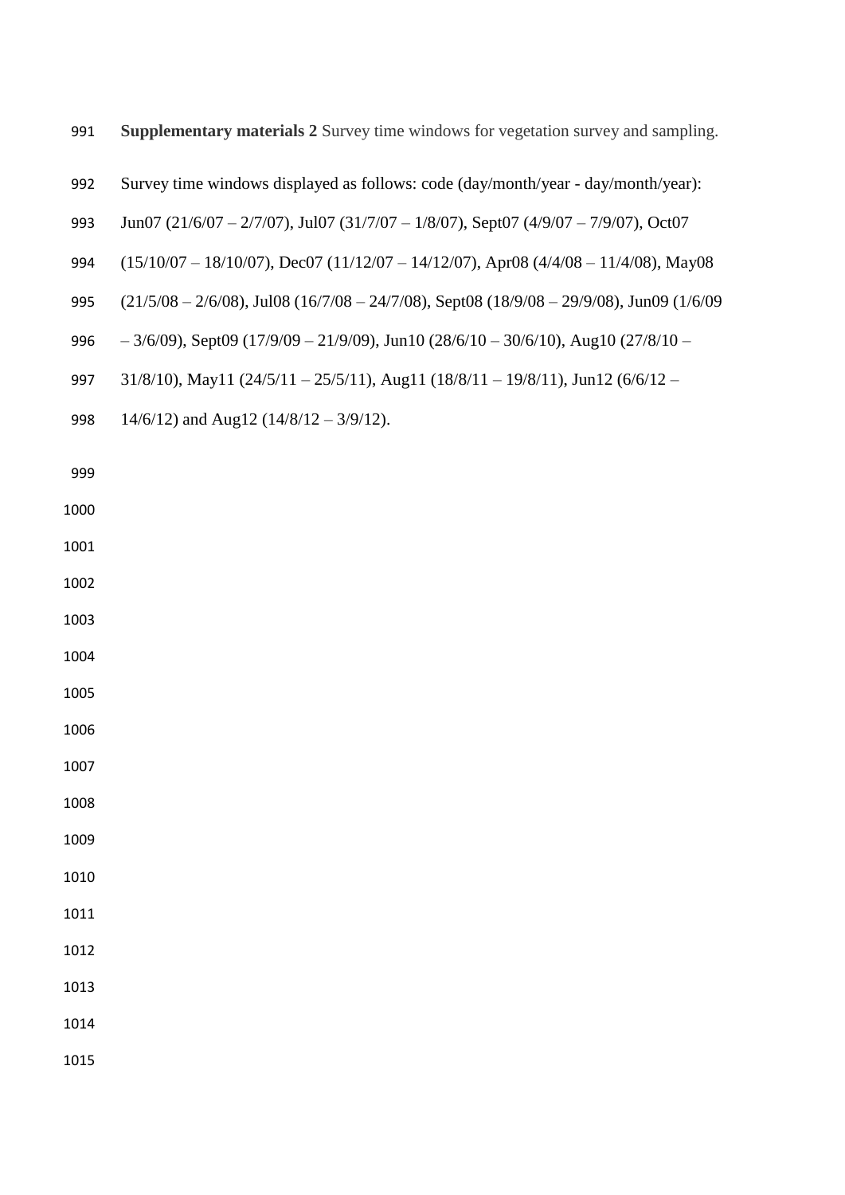**Supplementary materials 2** Survey time windows for vegetation survey and sampling.

Survey time windows displayed as follows: code (day/month/year - day/month/year): Jun07 (21/6/07 – 2/7/07), Jul07 (31/7/07 – 1/8/07), Sept07 (4/9/07 – 7/9/07), Oct07 (15/10/07 – 18/10/07), Dec07 (11/12/07 – 14/12/07), Apr08 (4/4/08 – 11/4/08), May08 (21/5/08 – 2/6/08), Jul08 (16/7/08 – 24/7/08), Sept08 (18/9/08 – 29/9/08), Jun09 (1/6/09 – 3/6/09), Sept09 (17/9/09 – 21/9/09), Jun10 (28/6/10 – 30/6/10), Aug10 (27/8/10 – 31/8/10), May11 (24/5/11 – 25/5/11), Aug11 (18/8/11 – 19/8/11), Jun12 (6/6/12 – 14/6/12) and Aug12 (14/8/12 – 3/9/12).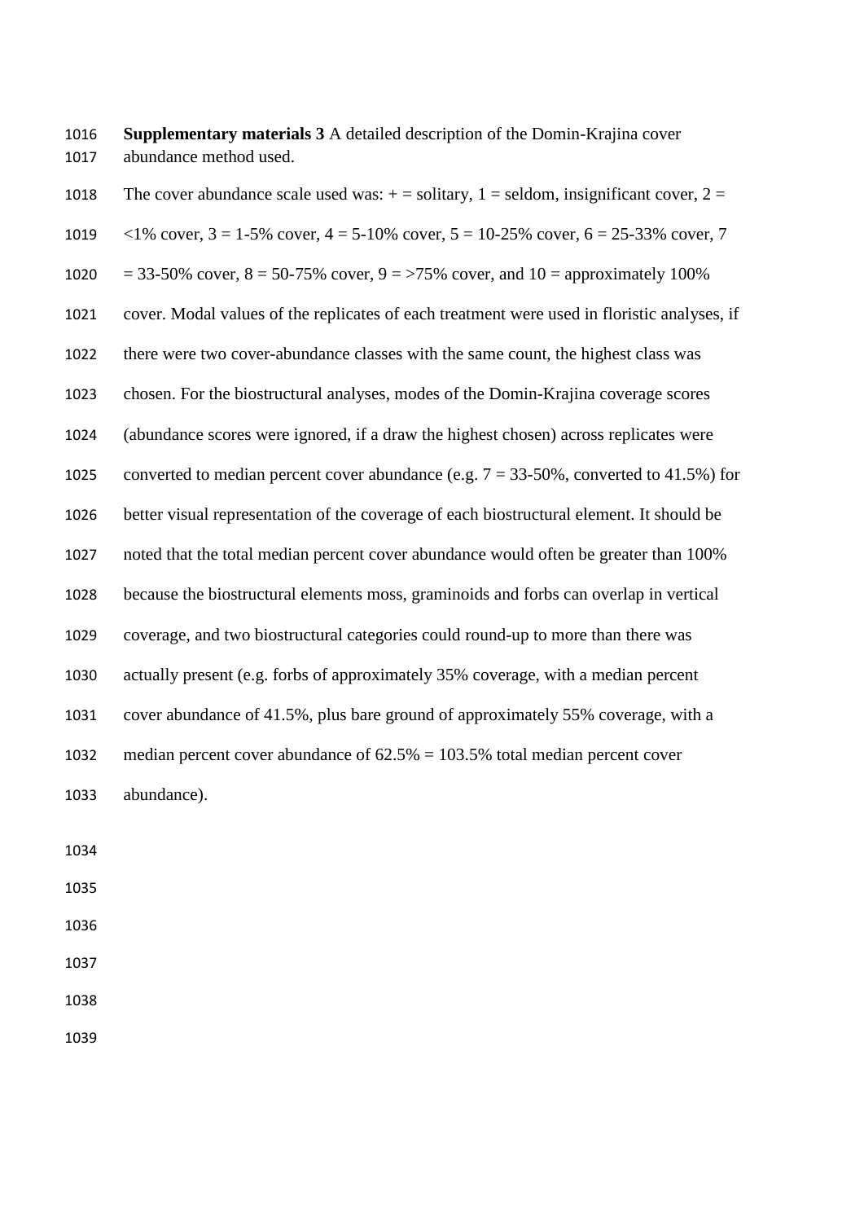**Supplementary materials 3** A detailed description of the Domin-Krajina cover abundance method used.

The cover abundance scale used was: + = solitary, 1 = seldom, insignificant cover, 2 = <1% cover, 3 = 1-5% cover, 4 = 5-10% cover, 5 = 10-25% cover, 6 = 25-33% cover, 7 = 33-50% cover, 8 = 50-75% cover, 9 = >75% cover, and 10 = approximately 100% cover. Modal values of the replicates of each treatment were used in floristic analyses, if there were two cover-abundance classes with the same count, the highest class was chosen. For the biostructural analyses, modes of the Domin-Krajina coverage scores (abundance scores were ignored, if a draw the highest chosen) across replicates were converted to median percent cover abundance (e.g. 7 = 33-50%, converted to 41.5%) for better visual representation of the coverage of each biostructural element. It should be noted that the total median percent cover abundance would often be greater than 100% because the biostructural elements moss, graminoids and forbs can overlap in vertical coverage, and two biostructural categories could round-up to more than there was actually present (e.g. forbs of approximately 35% coverage, with a median percent cover abundance of 41.5%, plus bare ground of approximately 55% coverage, with a median percent cover abundance of 62.5% = 103.5% total median percent cover abundance).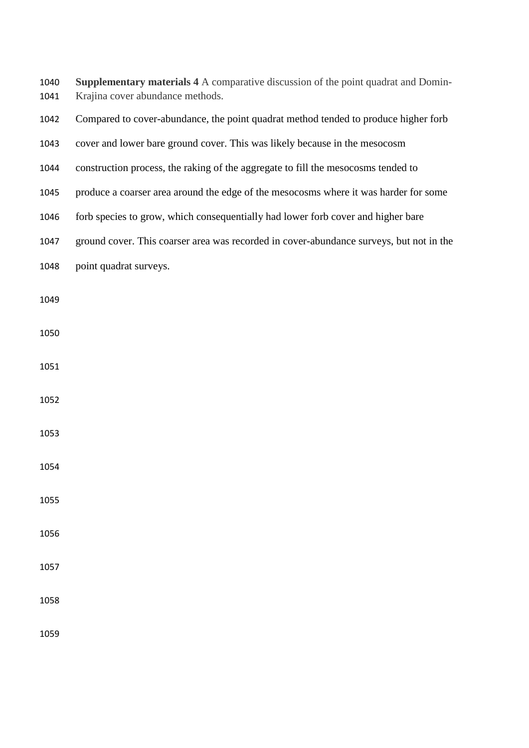**Supplementary materials 4** A comparative discussion of the point quadrat and Domin-Krajina cover abundance methods.

Compared to cover-abundance, the point quadrat method tended to produce higher forb cover and lower bare ground cover. This was likely because in the mesocosm construction process, the raking of the aggregate to fill the mesocosms tended to produce a coarser area around the edge of the mesocosms where it was harder for some forb species to grow, which consequentially had lower forb cover and higher bare ground cover. This coarser area was recorded in cover-abundance surveys, but not in the point quadrat surveys.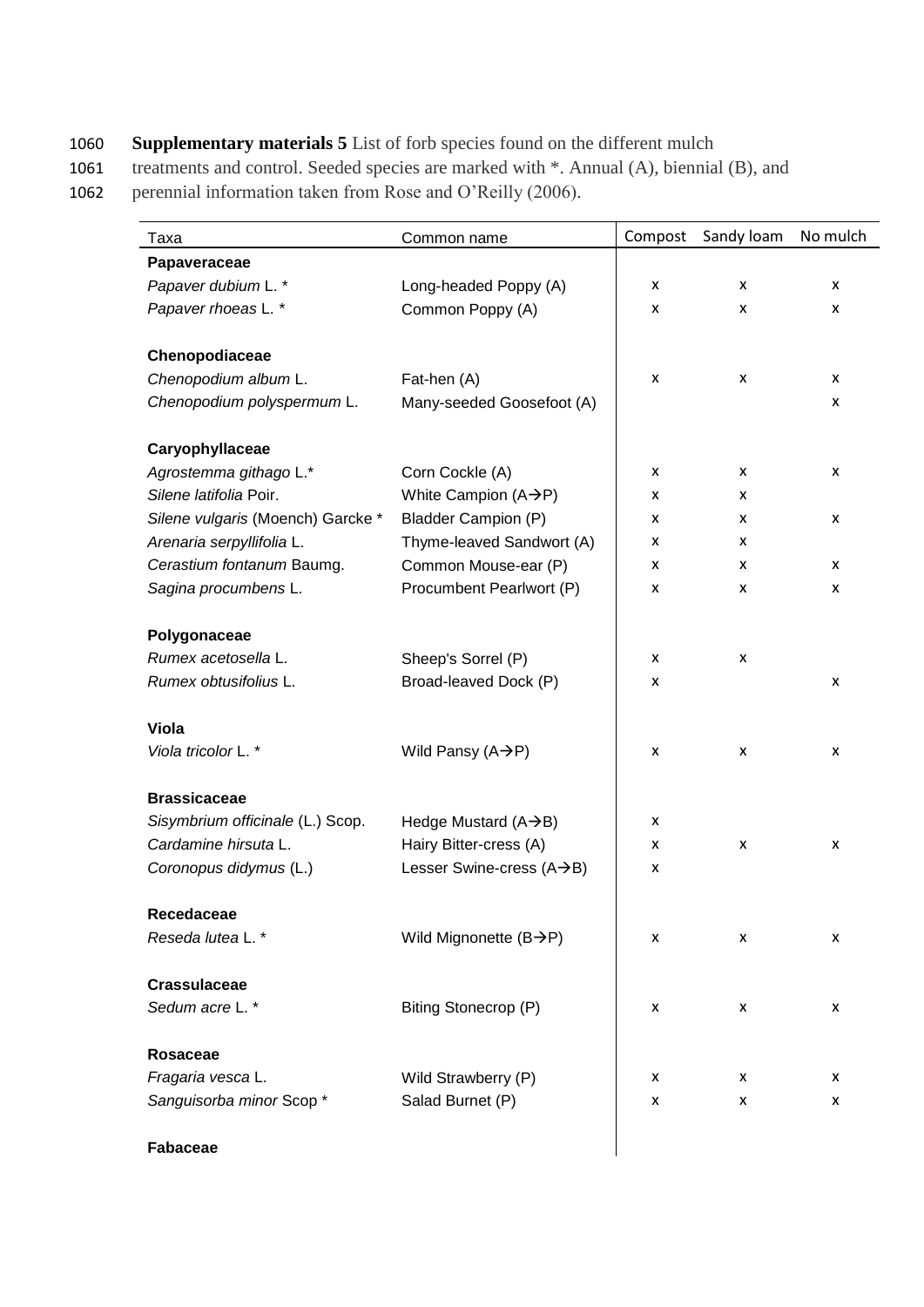**Supplementary materials 5** List of forb species found on the different mulch treatments and control. Seeded species are marked with *. Annual (A), biennial (B), and perennial information taken from Rose and O'Reilly (2006).

| Taxa | Common name | Compost | Sandy loam | No mulch |
|---|---|---|---|---|
| **Papaveraceae** | | | | |
| *Papaver dubium* L. * | Long-headed Poppy (A) | x | x | x |
| *Papaver rhoeas* L. * | Common Poppy (A) | x | x | x |
| | | | | |
| **Chenopodiaceae** | | | | |
| *Chenopodium album* L. | Fat-hen (A) | x | x | x |
| *Chenopodium polyspermum* L. | Many-seeded Goosefoot (A) | | | x |
| | | | | |
| **Caryophyllaceae** | | | | |
| *Agrostemma githago* L.* | Corn Cockle (A) | x | x | x |
| *Silene latifolia* Poir. | White Campion (A→P) | x | x | |
| *Silene vulgaris* (Moench) Garcke * | Bladder Campion (P) | x | x | x |
| *Arenaria serpyllifolia* L. | Thyme-leaved Sandwort (A) | x | x | |
| *Cerastium fontanum* Baumg. | Common Mouse-ear (P) | x | x | x |
| *Sagina procumbens* L. | Procumbent Pearlwort (P) | x | x | x |
| | | | | |
| **Polygonaceae** | | | | |
| *Rumex acetosella* L. | Sheep's Sorrel (P) | x | x | |
| *Rumex obtusifolius* L. | Broad-leaved Dock (P) | x | | x |
| | | | | |
| **Viola** | | | | |
| *Viola tricolor* L. * | Wild Pansy (A→P) | x | x | x |
| | | | | |
| **Brassicaceae** | | | | |
| *Sisymbrium officinale* (L.) Scop. | Hedge Mustard (A→B) | x | | |
| *Cardamine hirsuta* L. | Hairy Bitter-cress (A) | x | x | x |
| *Coronopus didymus* (L.) | Lesser Swine-cress (A→B) | x | | |
| | | | | |
| **Recedaceae** | | | | |
| *Reseda lutea* L. * | Wild Mignonette (B→P) | x | x | x |
| | | | | |
| **Crassulaceae** | | | | |
| *Sedum acre* L. * | Biting Stonecrop (P) | x | x | x |
| | | | | |
| **Rosaceae** | | | | |
| *Fragaria vesca* L. | Wild Strawberry (P) | x | x | x |
| *Sanguisorba minor* Scop * | Salad Burnet (P) | x | x | x |
| | | | | |
| **Fabaceae** | | | | |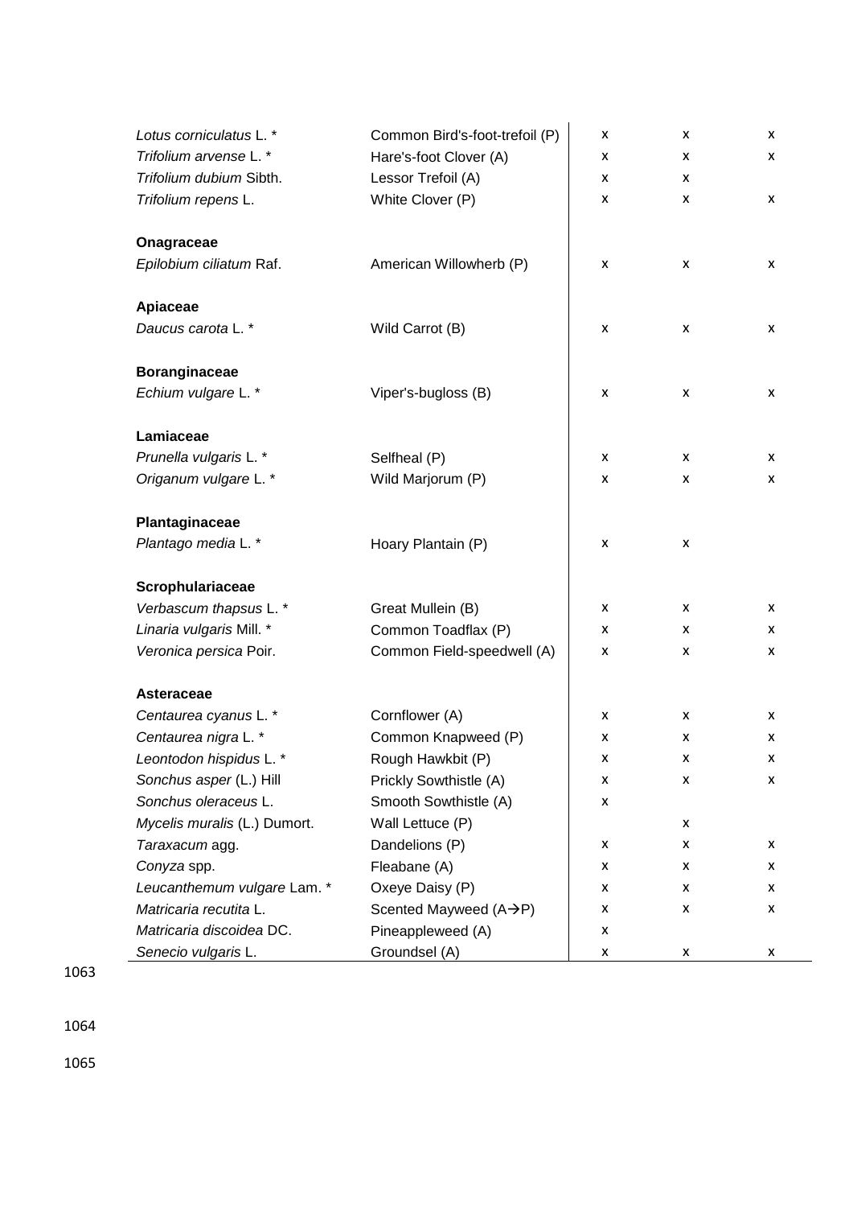| | | | | |
|---|---|---|---|---|
| *Lotus corniculatus* L. * | Common Bird's-foot-trefoil (P) | x | x | x |
| *Trifolium arvense* L. * | Hare's-foot Clover (A) | x | x | x |
| *Trifolium dubium* Sibth. | Lessor Trefoil (A) | x | x | |
| *Trifolium repens* L. | White Clover (P) | x | x | x |
| | | | | |
| **Onagraceae** | | | | |
| *Epilobium ciliatum* Raf. | American Willowherb (P) | x | x | x |
| | | | | |
| **Apiaceae** | | | | |
| *Daucus carota* L. * | Wild Carrot (B) | x | x | x |
| | | | | |
| **Boranginaceae** | | | | |
| *Echium vulgare* L. * | Viper's-bugloss (B) | x | x | x |
| | | | | |
| **Lamiaceae** | | | | |
| *Prunella vulgaris* L. * | Selfheal (P) | x | x | x |
| *Origanum vulgare* L. * | Wild Marjorum (P) | x | x | x |
| | | | | |
| **Plantaginaceae** | | | | |
| *Plantago media* L. * | Hoary Plantain (P) | x | x | |
| | | | | |
| **Scrophulariaceae** | | | | |
| *Verbascum thapsus* L. * | Great Mullein (B) | x | x | x |
| *Linaria vulgaris* Mill. * | Common Toadflax (P) | x | x | x |
| *Veronica persica* Poir. | Common Field-speedwell (A) | x | x | x |
| | | | | |
| **Asteraceae** | | | | |
| *Centaurea cyanus* L. * | Cornflower (A) | x | x | x |
| *Centaurea nigra* L. * | Common Knapweed (P) | x | x | x |
| *Leontodon hispidus* L. * | Rough Hawkbit (P) | x | x | x |
| *Sonchus asper* (L.) Hill | Prickly Sowthistle (A) | x | x | x |
| *Sonchus oleraceus* L. | Smooth Sowthistle (A) | x | | |
| *Mycelis muralis* (L.) Dumort. | Wall Lettuce (P) | | x | |
| *Taraxacum* agg. | Dandelions (P) | x | x | x |
| *Conyza* spp. | Fleabane (A) | x | x | x |
| *Leucanthemum vulgare* Lam. * | Oxeye Daisy (P) | x | x | x |
| *Matricaria recutita* L. | Scented Mayweed (A→P) | x | x | x |
| *Matricaria discoidea* DC. | Pineappleweed (A) | x | | |
| *Senecio vulgaris* L. | Groundsel (A) | x | x | x |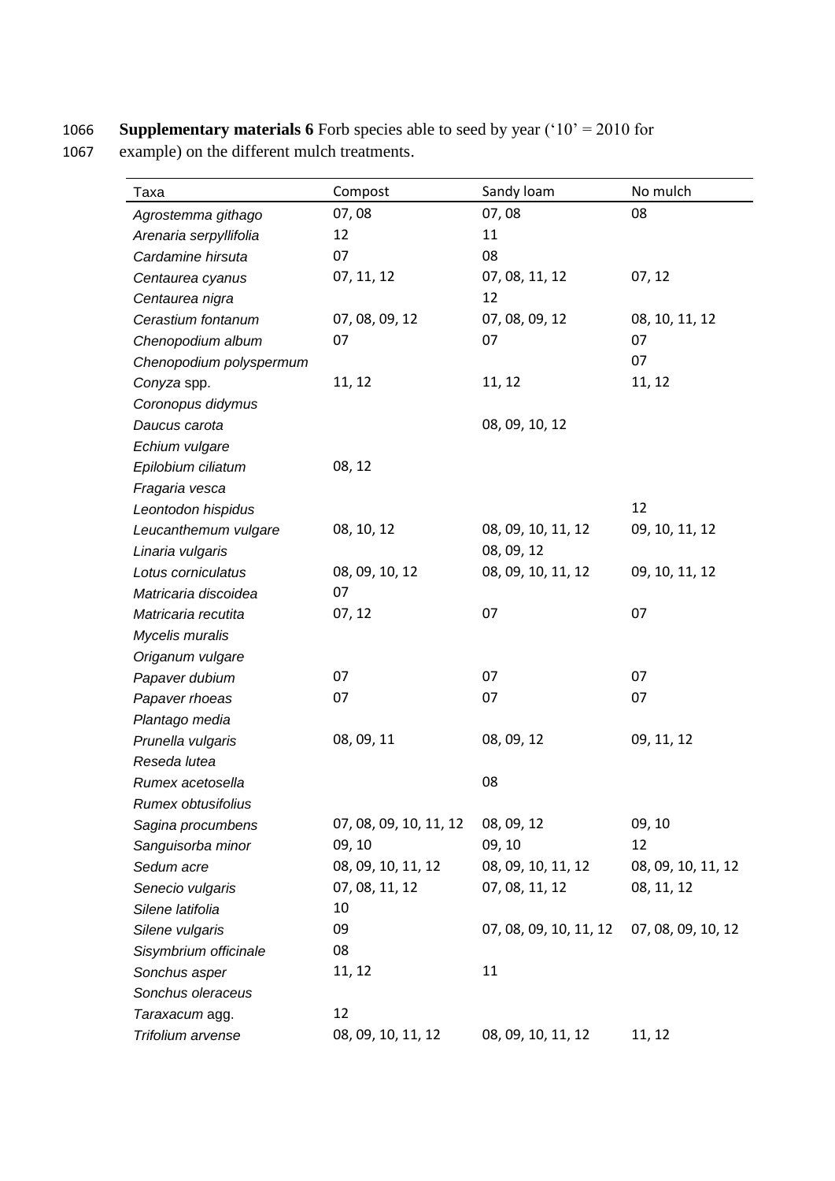**Supplementary materials 6** Forb species able to seed by year ('10' = 2010 for example) on the different mulch treatments.

| Taxa | Compost | Sandy loam | No mulch |
|---|---|---|---|
| *Agrostemma githago* | 07, 08 | 07, 08 | 08 |
| *Arenaria serpyllifolia* | 12 | 11 | |
| *Cardamine hirsuta* | 07 | 08 | |
| *Centaurea cyanus* | 07, 11, 12 | 07, 08, 11, 12 | 07, 12 |
| *Centaurea nigra* | | 12 | |
| *Cerastium fontanum* | 07, 08, 09, 12 | 07, 08, 09, 12 | 08, 10, 11, 12 |
| *Chenopodium album* | 07 | 07 | 07 |
| *Chenopodium polyspermum* | | | 07 |
| *Conyza* spp. | 11, 12 | 11, 12 | 11, 12 |
| *Coronopus didymus* | | | |
| *Daucus carota* | | 08, 09, 10, 12 | |
| *Echium vulgare* | | | |
| *Epilobium ciliatum* | 08, 12 | | |
| *Fragaria vesca* | | | |
| *Leontodon hispidus* | | | 12 |
| *Leucanthemum vulgare* | 08, 10, 12 | 08, 09, 10, 11, 12 | 09, 10, 11, 12 |
| *Linaria vulgaris* | | 08, 09, 12 | |
| *Lotus corniculatus* | 08, 09, 10, 12 | 08, 09, 10, 11, 12 | 09, 10, 11, 12 |
| *Matricaria discoidea* | 07 | | |
| *Matricaria recutita* | 07, 12 | 07 | 07 |
| *Mycelis muralis* | | | |
| *Origanum vulgare* | | | |
| *Papaver dubium* | 07 | 07 | 07 |
| *Papaver rhoeas* | 07 | 07 | 07 |
| *Plantago media* | | | |
| *Prunella vulgaris* | 08, 09, 11 | 08, 09, 12 | 09, 11, 12 |
| *Reseda lutea* | | | |
| *Rumex acetosella* | | 08 | |
| *Rumex obtusifolius* | | | |
| *Sagina procumbens* | 07, 08, 09, 10, 11, 12 | 08, 09, 12 | 09, 10 |
| *Sanguisorba minor* | 09, 10 | 09, 10 | 12 |
| *Sedum acre* | 08, 09, 10, 11, 12 | 08, 09, 10, 11, 12 | 08, 09, 10, 11, 12 |
| *Senecio vulgaris* | 07, 08, 11, 12 | 07, 08, 11, 12 | 08, 11, 12 |
| *Silene latifolia* | 10 | | |
| *Silene vulgaris* | 09 | 07, 08, 09, 10, 11, 12 | 07, 08, 09, 10, 12 |
| *Sisymbrium officinale* | 08 | | |
| *Sonchus asper* | 11, 12 | 11 | |
| *Sonchus oleraceus* | | | |
| *Taraxacum* agg. | 12 | | |
| *Trifolium arvense* | 08, 09, 10, 11, 12 | 08, 09, 10, 11, 12 | 11, 12 |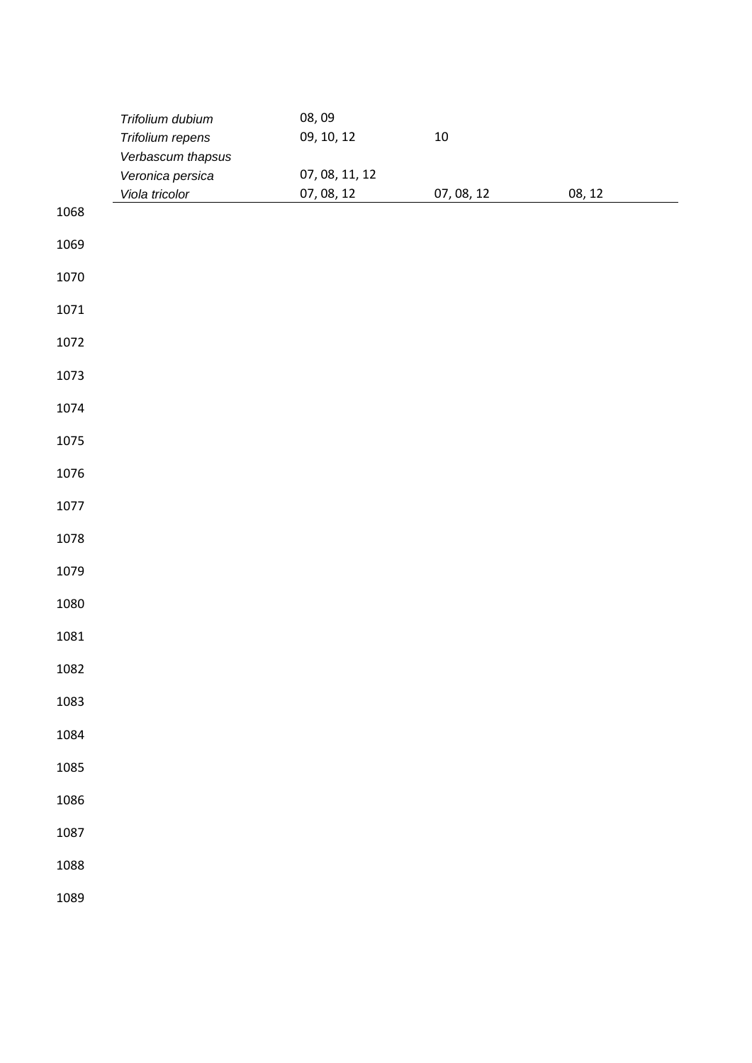| | | | |
|---|---|---|---|
| *Trifolium dubium* | 08, 09 | | |
| *Trifolium repens* | 09, 10, 12 | 10 | |
| *Verbascum thapsus* | | | |
| *Veronica persica* | 07, 08, 11, 12 | | |
| *Viola tricolor* | 07, 08, 12 | 07, 08, 12 | 08, 12 |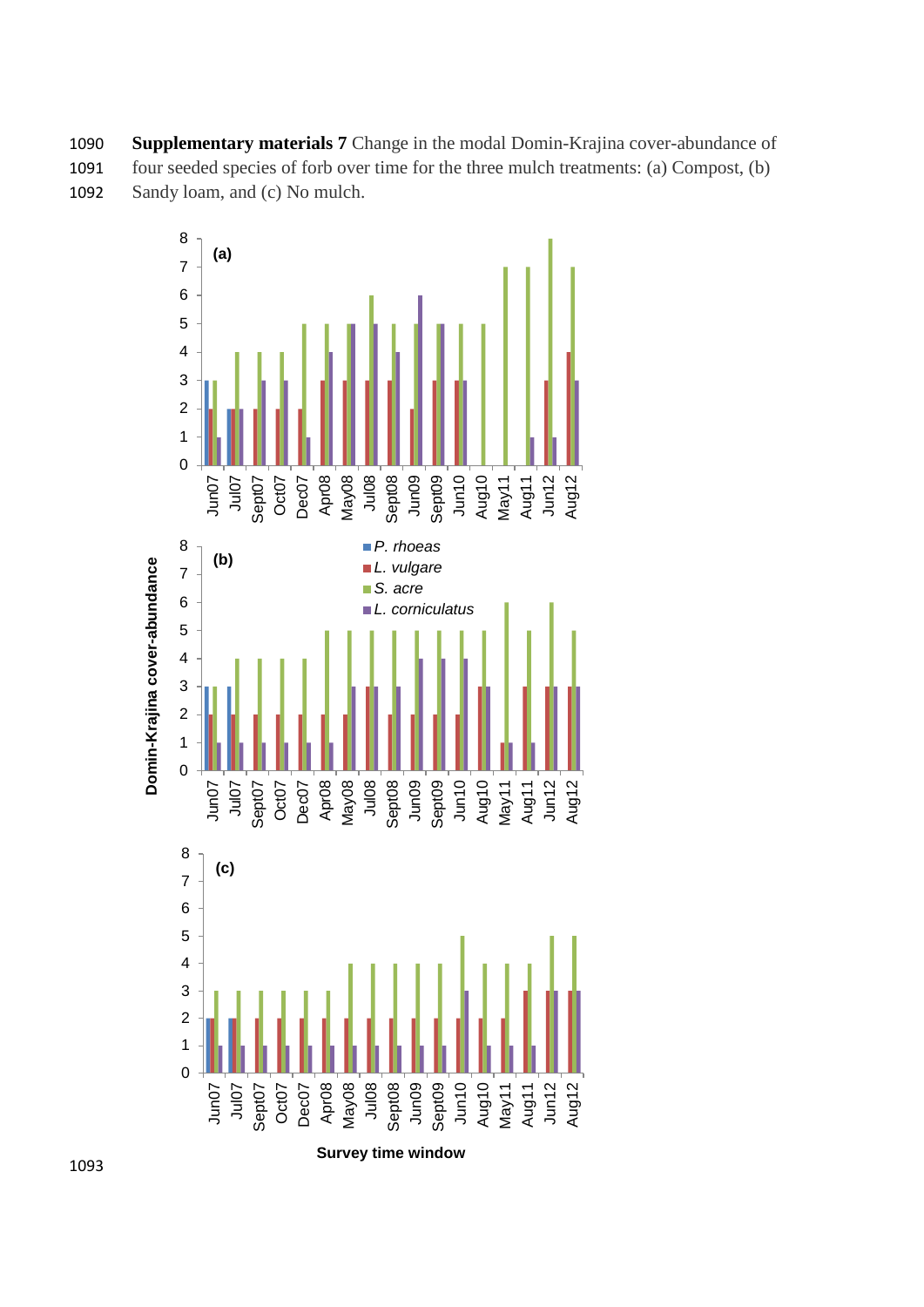**Supplementary materials 7** Change in the modal Domin-Krajina cover-abundance of four seeded species of forb over time for the three mulch treatments: (a) Compost, (b) Sandy loam, and (c) No mulch.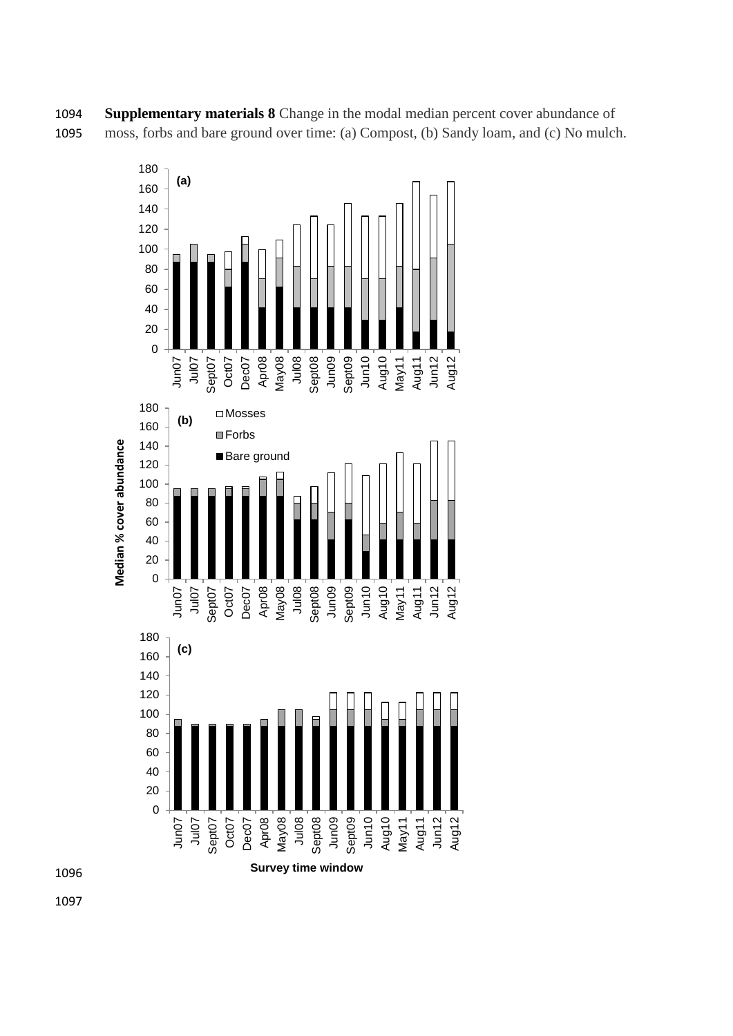**Supplementary materials 8** Change in the modal median percent cover abundance of moss, forbs and bare ground over time: (a) Compost, (b) Sandy loam, and (c) No mulch.

(a)

180
160
140
120
100
80
60
40
20
0

Jun07 Jul07 Sept07 Oct07 Dec07 Apr08 May08 Jul08 Sept08 Jun09 Sept09 Jun10 Aug10 May11 Aug11 Jun12 Aug12

(b)

Mosses
Forbs
Bare ground

Median % cover abundance

180
160
140
120
100
80
60
40
20
0

Jun07 Jul07 Sept07 Oct07 Dec07 Apr08 May08 Jul08 Sept08 Jun09 Sept09 Jun10 Aug10 May11 Aug11 Jun12 Aug12

(c)

180
160
140
120
100
80
60
40
20
0

Jun07 Jul07 Sept07 Oct07 Dec07 Apr08 May08 Jul08 Sept08 Jun09 Sept09 Jun10 Aug10 May11 Aug11 Jun12 Aug12

Survey time window